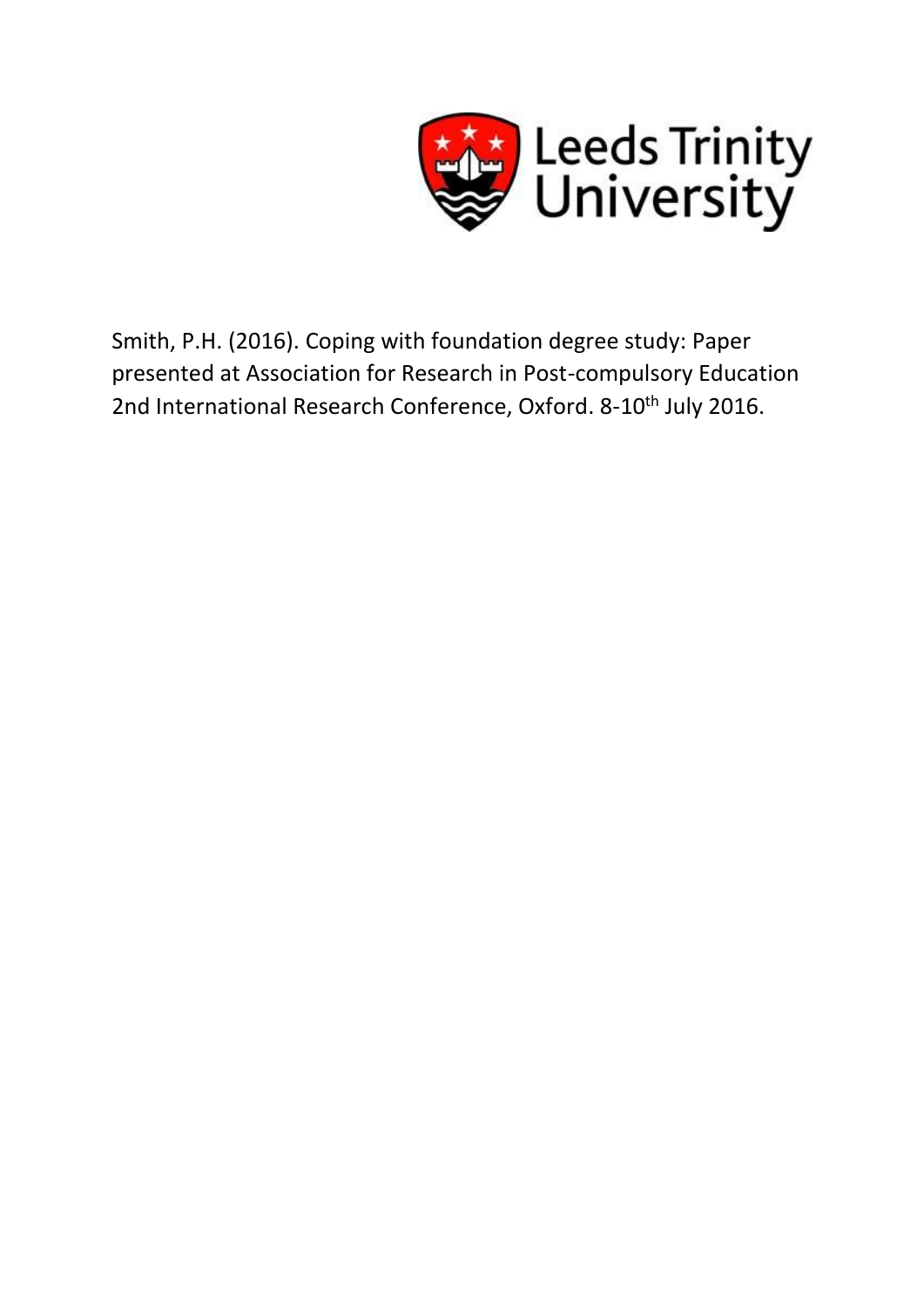Leeds Trinity University

Smith, P.H. (2016). Coping with foundation degree study: Paper presented at Association for Research in Post-compulsory Education 2nd International Research Conference, Oxford. 8-10th July 2016.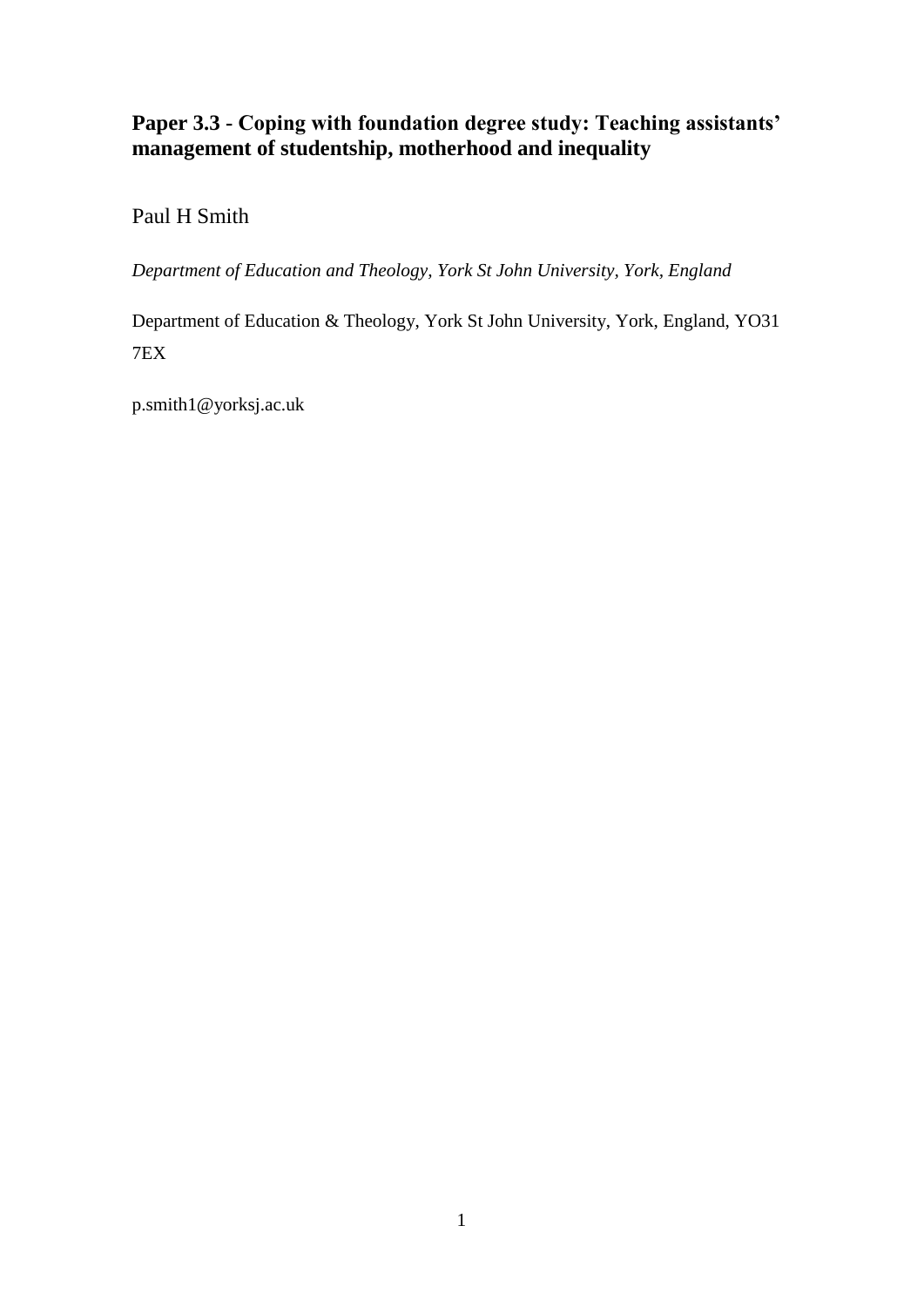# Paper 3.3 - Coping with foundation degree study: Teaching assistants' management of studentship, motherhood and inequality

Paul H Smith

*Department of Education and Theology, York St John University, York, England*

Department of Education & Theology, York St John University, York, England, YO31 7EX

p.smith1@yorksj.ac.uk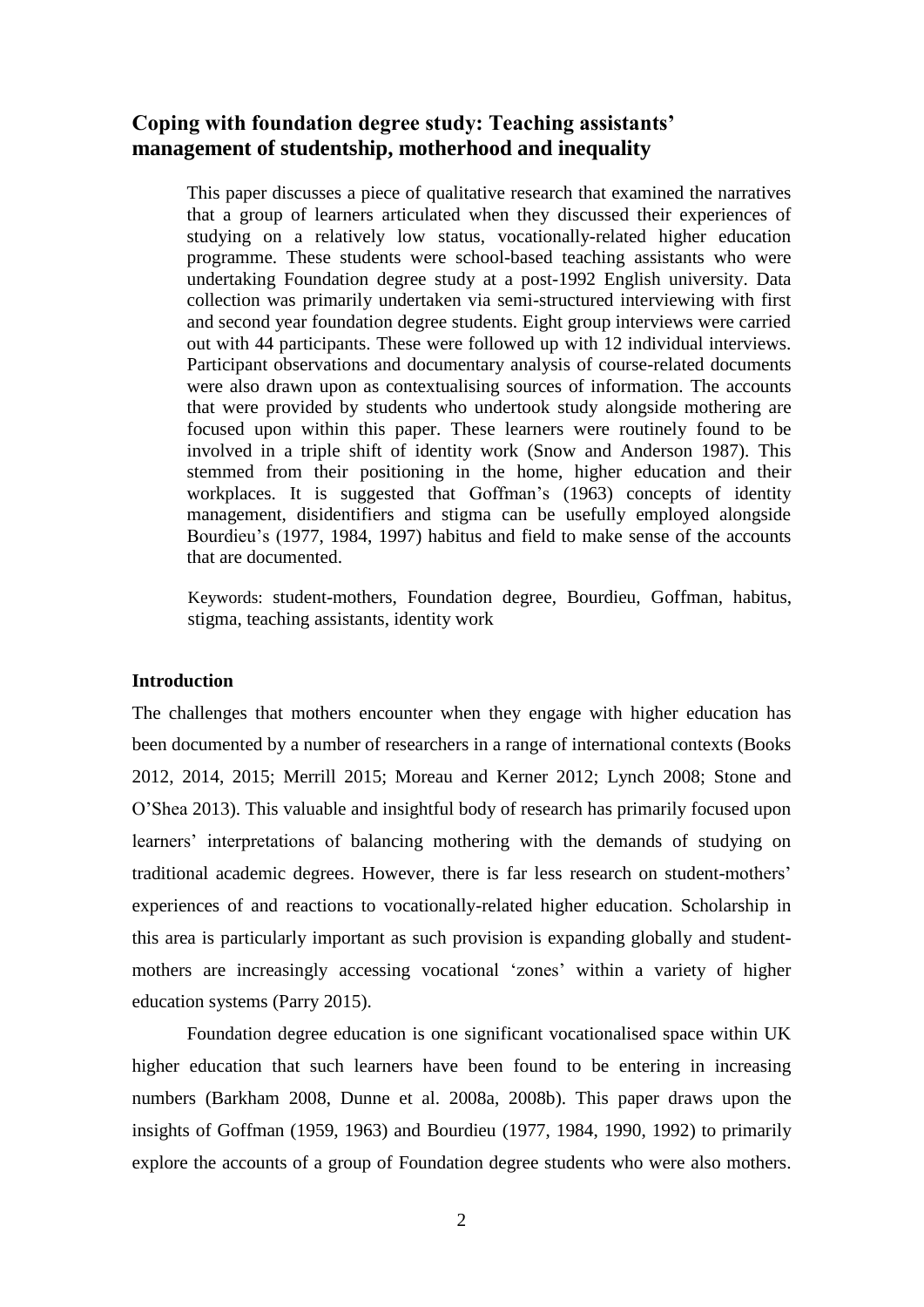## Coping with foundation degree study: Teaching assistants' management of studentship, motherhood and inequality

> This paper discusses a piece of qualitative research that examined the narratives that a group of learners articulated when they discussed their experiences of studying on a relatively low status, vocationally-related higher education programme. These students were school-based teaching assistants who were undertaking Foundation degree study at a post-1992 English university. Data collection was primarily undertaken via semi-structured interviewing with first and second year foundation degree students. Eight group interviews were carried out with 44 participants. These were followed up with 12 individual interviews. Participant observations and documentary analysis of course-related documents were also drawn upon as contextualising sources of information. The accounts that were provided by students who undertook study alongside mothering are focused upon within this paper. These learners were routinely found to be involved in a triple shift of identity work (Snow and Anderson 1987). This stemmed from their positioning in the home, higher education and their workplaces. It is suggested that Goffman's (1963) concepts of identity management, disidentifiers and stigma can be usefully employed alongside Bourdieu's (1977, 1984, 1997) habitus and field to make sense of the accounts that are documented.
>
> Keywords: student-mothers, Foundation degree, Bourdieu, Goffman, habitus, stigma, teaching assistants, identity work

### Introduction

The challenges that mothers encounter when they engage with higher education has been documented by a number of researchers in a range of international contexts (Books 2012, 2014, 2015; Merrill 2015; Moreau and Kerner 2012; Lynch 2008; Stone and O'Shea 2013). This valuable and insightful body of research has primarily focused upon learners' interpretations of balancing mothering with the demands of studying on traditional academic degrees. However, there is far less research on student-mothers' experiences of and reactions to vocationally-related higher education. Scholarship in this area is particularly important as such provision is expanding globally and student-mothers are increasingly accessing vocational 'zones' within a variety of higher education systems (Parry 2015).

Foundation degree education is one significant vocationalised space within UK higher education that such learners have been found to be entering in increasing numbers (Barkham 2008, Dunne et al. 2008a, 2008b). This paper draws upon the insights of Goffman (1959, 1963) and Bourdieu (1977, 1984, 1990, 1992) to primarily explore the accounts of a group of Foundation degree students who were also mothers.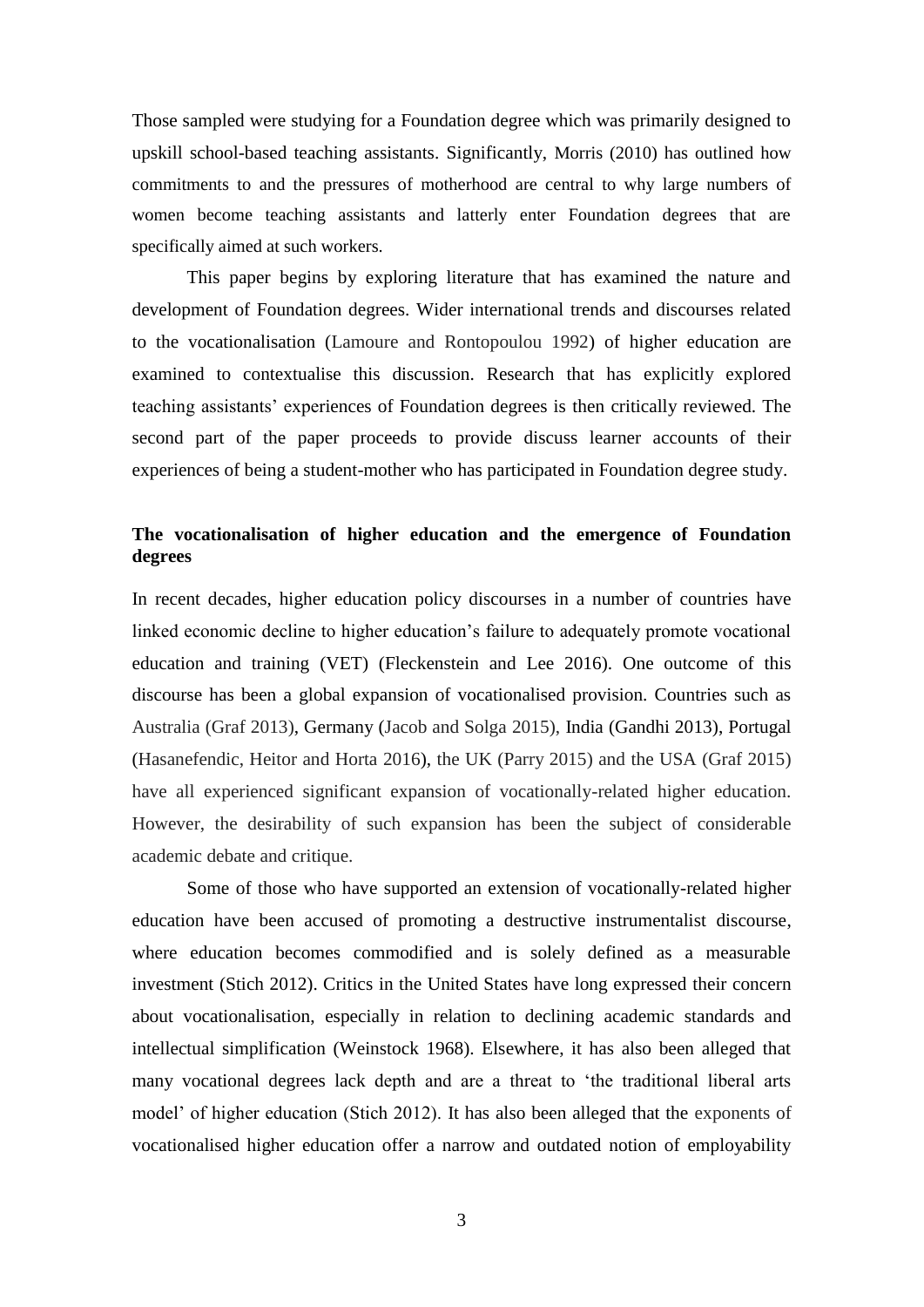Those sampled were studying for a Foundation degree which was primarily designed to upskill school-based teaching assistants. Significantly, Morris (2010) has outlined how commitments to and the pressures of motherhood are central to why large numbers of women become teaching assistants and latterly enter Foundation degrees that are specifically aimed at such workers.

This paper begins by exploring literature that has examined the nature and development of Foundation degrees. Wider international trends and discourses related to the vocationalisation (Lamoure and Rontopoulou 1992) of higher education are examined to contextualise this discussion. Research that has explicitly explored teaching assistants' experiences of Foundation degrees is then critically reviewed. The second part of the paper proceeds to provide discuss learner accounts of their experiences of being a student-mother who has participated in Foundation degree study.

## The vocationalisation of higher education and the emergence of Foundation degrees

In recent decades, higher education policy discourses in a number of countries have linked economic decline to higher education's failure to adequately promote vocational education and training (VET) (Fleckenstein and Lee 2016). One outcome of this discourse has been a global expansion of vocationalised provision. Countries such as Australia (Graf 2013), Germany (Jacob and Solga 2015), India (Gandhi 2013), Portugal (Hasanefendic, Heitor and Horta 2016), the UK (Parry 2015) and the USA (Graf 2015) have all experienced significant expansion of vocationally-related higher education. However, the desirability of such expansion has been the subject of considerable academic debate and critique.

Some of those who have supported an extension of vocationally-related higher education have been accused of promoting a destructive instrumentalist discourse, where education becomes commodified and is solely defined as a measurable investment (Stich 2012). Critics in the United States have long expressed their concern about vocationalisation, especially in relation to declining academic standards and intellectual simplification (Weinstock 1968). Elsewhere, it has also been alleged that many vocational degrees lack depth and are a threat to 'the traditional liberal arts model' of higher education (Stich 2012). It has also been alleged that the exponents of vocationalised higher education offer a narrow and outdated notion of employability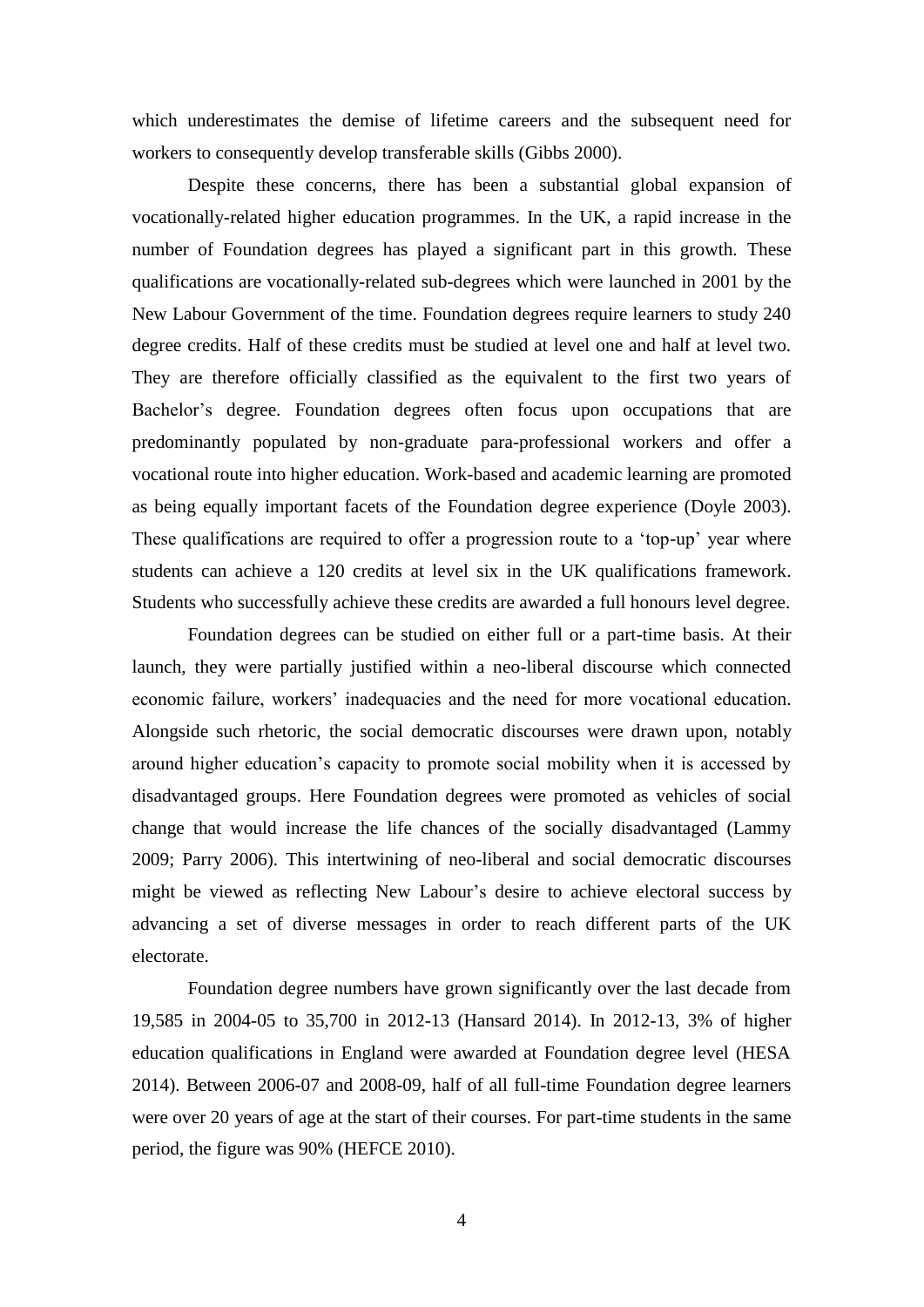which underestimates the demise of lifetime careers and the subsequent need for workers to consequently develop transferable skills (Gibbs 2000).

Despite these concerns, there has been a substantial global expansion of vocationally-related higher education programmes. In the UK, a rapid increase in the number of Foundation degrees has played a significant part in this growth. These qualifications are vocationally-related sub-degrees which were launched in 2001 by the New Labour Government of the time. Foundation degrees require learners to study 240 degree credits. Half of these credits must be studied at level one and half at level two. They are therefore officially classified as the equivalent to the first two years of Bachelor's degree. Foundation degrees often focus upon occupations that are predominantly populated by non-graduate para-professional workers and offer a vocational route into higher education. Work-based and academic learning are promoted as being equally important facets of the Foundation degree experience (Doyle 2003). These qualifications are required to offer a progression route to a 'top-up' year where students can achieve a 120 credits at level six in the UK qualifications framework. Students who successfully achieve these credits are awarded a full honours level degree.

Foundation degrees can be studied on either full or a part-time basis. At their launch, they were partially justified within a neo-liberal discourse which connected economic failure, workers' inadequacies and the need for more vocational education. Alongside such rhetoric, the social democratic discourses were drawn upon, notably around higher education's capacity to promote social mobility when it is accessed by disadvantaged groups. Here Foundation degrees were promoted as vehicles of social change that would increase the life chances of the socially disadvantaged (Lammy 2009; Parry 2006). This intertwining of neo-liberal and social democratic discourses might be viewed as reflecting New Labour's desire to achieve electoral success by advancing a set of diverse messages in order to reach different parts of the UK electorate.

Foundation degree numbers have grown significantly over the last decade from 19,585 in 2004-05 to 35,700 in 2012-13 (Hansard 2014). In 2012-13, 3% of higher education qualifications in England were awarded at Foundation degree level (HESA 2014). Between 2006-07 and 2008-09, half of all full-time Foundation degree learners were over 20 years of age at the start of their courses. For part-time students in the same period, the figure was 90% (HEFCE 2010).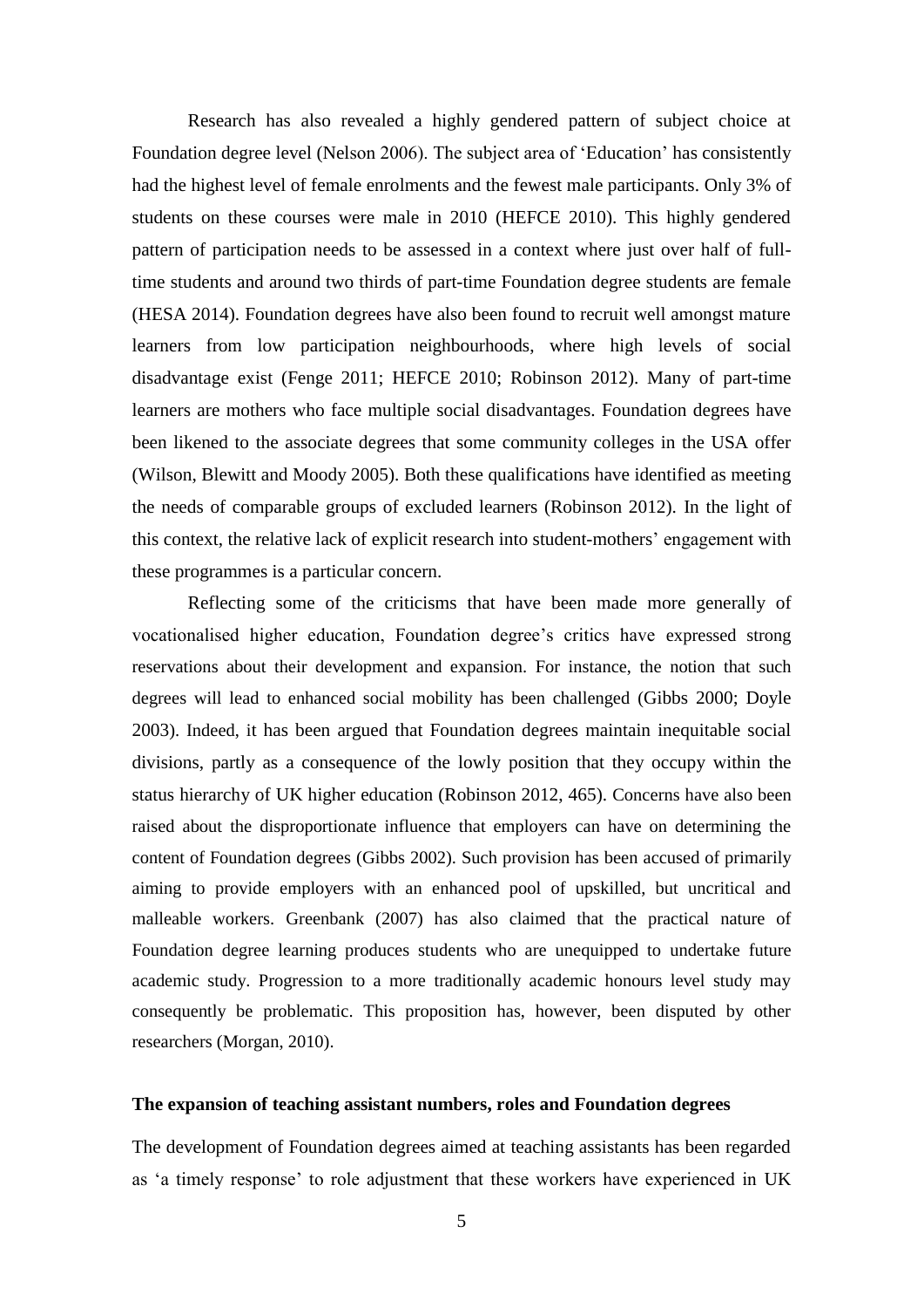Research has also revealed a highly gendered pattern of subject choice at Foundation degree level (Nelson 2006). The subject area of 'Education' has consistently had the highest level of female enrolments and the fewest male participants. Only 3% of students on these courses were male in 2010 (HEFCE 2010). This highly gendered pattern of participation needs to be assessed in a context where just over half of full-time students and around two thirds of part-time Foundation degree students are female (HESA 2014). Foundation degrees have also been found to recruit well amongst mature learners from low participation neighbourhoods, where high levels of social disadvantage exist (Fenge 2011; HEFCE 2010; Robinson 2012). Many of part-time learners are mothers who face multiple social disadvantages. Foundation degrees have been likened to the associate degrees that some community colleges in the USA offer (Wilson, Blewitt and Moody 2005). Both these qualifications have identified as meeting the needs of comparable groups of excluded learners (Robinson 2012). In the light of this context, the relative lack of explicit research into student-mothers' engagement with these programmes is a particular concern.

Reflecting some of the criticisms that have been made more generally of vocationalised higher education, Foundation degree's critics have expressed strong reservations about their development and expansion. For instance, the notion that such degrees will lead to enhanced social mobility has been challenged (Gibbs 2000; Doyle 2003). Indeed, it has been argued that Foundation degrees maintain inequitable social divisions, partly as a consequence of the lowly position that they occupy within the status hierarchy of UK higher education (Robinson 2012, 465). Concerns have also been raised about the disproportionate influence that employers can have on determining the content of Foundation degrees (Gibbs 2002). Such provision has been accused of primarily aiming to provide employers with an enhanced pool of upskilled, but uncritical and malleable workers. Greenbank (2007) has also claimed that the practical nature of Foundation degree learning produces students who are unequipped to undertake future academic study. Progression to a more traditionally academic honours level study may consequently be problematic. This proposition has, however, been disputed by other researchers (Morgan, 2010).

**The expansion of teaching assistant numbers, roles and Foundation degrees**

The development of Foundation degrees aimed at teaching assistants has been regarded as 'a timely response' to role adjustment that these workers have experienced in UK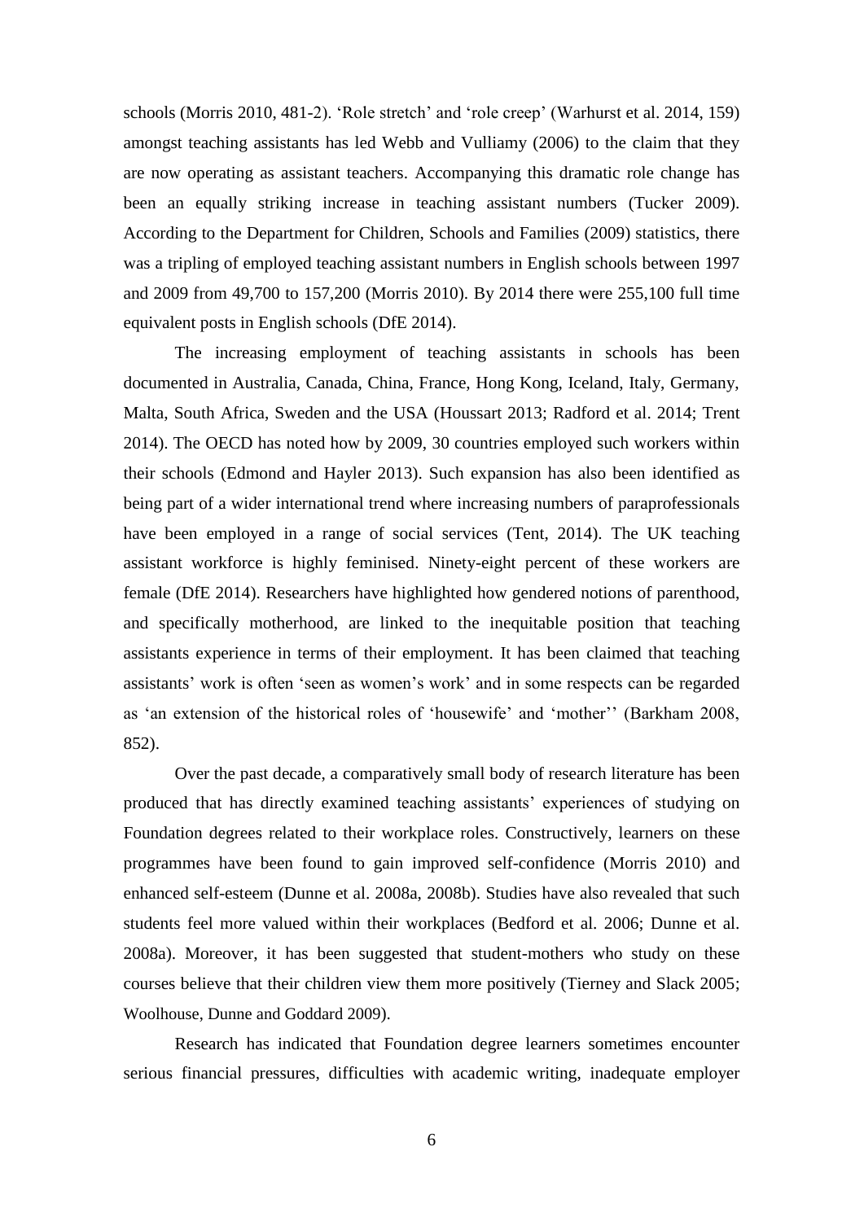schools (Morris 2010, 481-2). 'Role stretch' and 'role creep' (Warhurst et al. 2014, 159) amongst teaching assistants has led Webb and Vulliamy (2006) to the claim that they are now operating as assistant teachers. Accompanying this dramatic role change has been an equally striking increase in teaching assistant numbers (Tucker 2009). According to the Department for Children, Schools and Families (2009) statistics, there was a tripling of employed teaching assistant numbers in English schools between 1997 and 2009 from 49,700 to 157,200 (Morris 2010). By 2014 there were 255,100 full time equivalent posts in English schools (DfE 2014).

The increasing employment of teaching assistants in schools has been documented in Australia, Canada, China, France, Hong Kong, Iceland, Italy, Germany, Malta, South Africa, Sweden and the USA (Houssart 2013; Radford et al. 2014; Trent 2014). The OECD has noted how by 2009, 30 countries employed such workers within their schools (Edmond and Hayler 2013). Such expansion has also been identified as being part of a wider international trend where increasing numbers of paraprofessionals have been employed in a range of social services (Tent, 2014). The UK teaching assistant workforce is highly feminised. Ninety-eight percent of these workers are female (DfE 2014). Researchers have highlighted how gendered notions of parenthood, and specifically motherhood, are linked to the inequitable position that teaching assistants experience in terms of their employment. It has been claimed that teaching assistants' work is often 'seen as women's work' and in some respects can be regarded as 'an extension of the historical roles of 'housewife' and 'mother'' (Barkham 2008, 852).

Over the past decade, a comparatively small body of research literature has been produced that has directly examined teaching assistants' experiences of studying on Foundation degrees related to their workplace roles. Constructively, learners on these programmes have been found to gain improved self-confidence (Morris 2010) and enhanced self-esteem (Dunne et al. 2008a, 2008b). Studies have also revealed that such students feel more valued within their workplaces (Bedford et al. 2006; Dunne et al. 2008a). Moreover, it has been suggested that student-mothers who study on these courses believe that their children view them more positively (Tierney and Slack 2005; Woolhouse, Dunne and Goddard 2009).

Research has indicated that Foundation degree learners sometimes encounter serious financial pressures, difficulties with academic writing, inadequate employer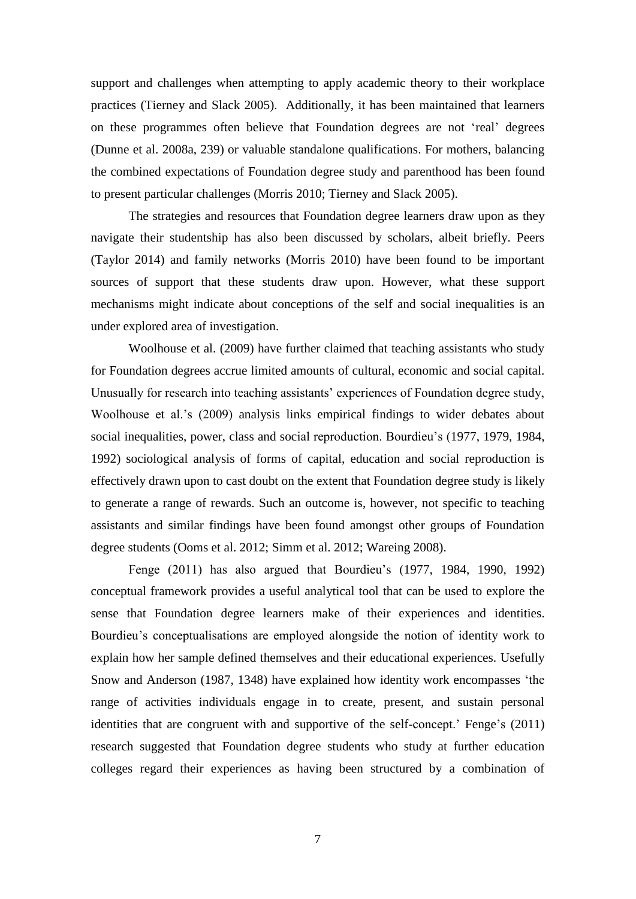support and challenges when attempting to apply academic theory to their workplace practices (Tierney and Slack 2005). Additionally, it has been maintained that learners on these programmes often believe that Foundation degrees are not 'real' degrees (Dunne et al. 2008a, 239) or valuable standalone qualifications. For mothers, balancing the combined expectations of Foundation degree study and parenthood has been found to present particular challenges (Morris 2010; Tierney and Slack 2005).

The strategies and resources that Foundation degree learners draw upon as they navigate their studentship has also been discussed by scholars, albeit briefly. Peers (Taylor 2014) and family networks (Morris 2010) have been found to be important sources of support that these students draw upon. However, what these support mechanisms might indicate about conceptions of the self and social inequalities is an under explored area of investigation.

Woolhouse et al. (2009) have further claimed that teaching assistants who study for Foundation degrees accrue limited amounts of cultural, economic and social capital. Unusually for research into teaching assistants' experiences of Foundation degree study, Woolhouse et al.'s (2009) analysis links empirical findings to wider debates about social inequalities, power, class and social reproduction. Bourdieu's (1977, 1979, 1984, 1992) sociological analysis of forms of capital, education and social reproduction is effectively drawn upon to cast doubt on the extent that Foundation degree study is likely to generate a range of rewards. Such an outcome is, however, not specific to teaching assistants and similar findings have been found amongst other groups of Foundation degree students (Ooms et al. 2012; Simm et al. 2012; Wareing 2008).

Fenge (2011) has also argued that Bourdieu's (1977, 1984, 1990, 1992) conceptual framework provides a useful analytical tool that can be used to explore the sense that Foundation degree learners make of their experiences and identities. Bourdieu's conceptualisations are employed alongside the notion of identity work to explain how her sample defined themselves and their educational experiences. Usefully Snow and Anderson (1987, 1348) have explained how identity work encompasses 'the range of activities individuals engage in to create, present, and sustain personal identities that are congruent with and supportive of the self-concept.' Fenge's (2011) research suggested that Foundation degree students who study at further education colleges regard their experiences as having been structured by a combination of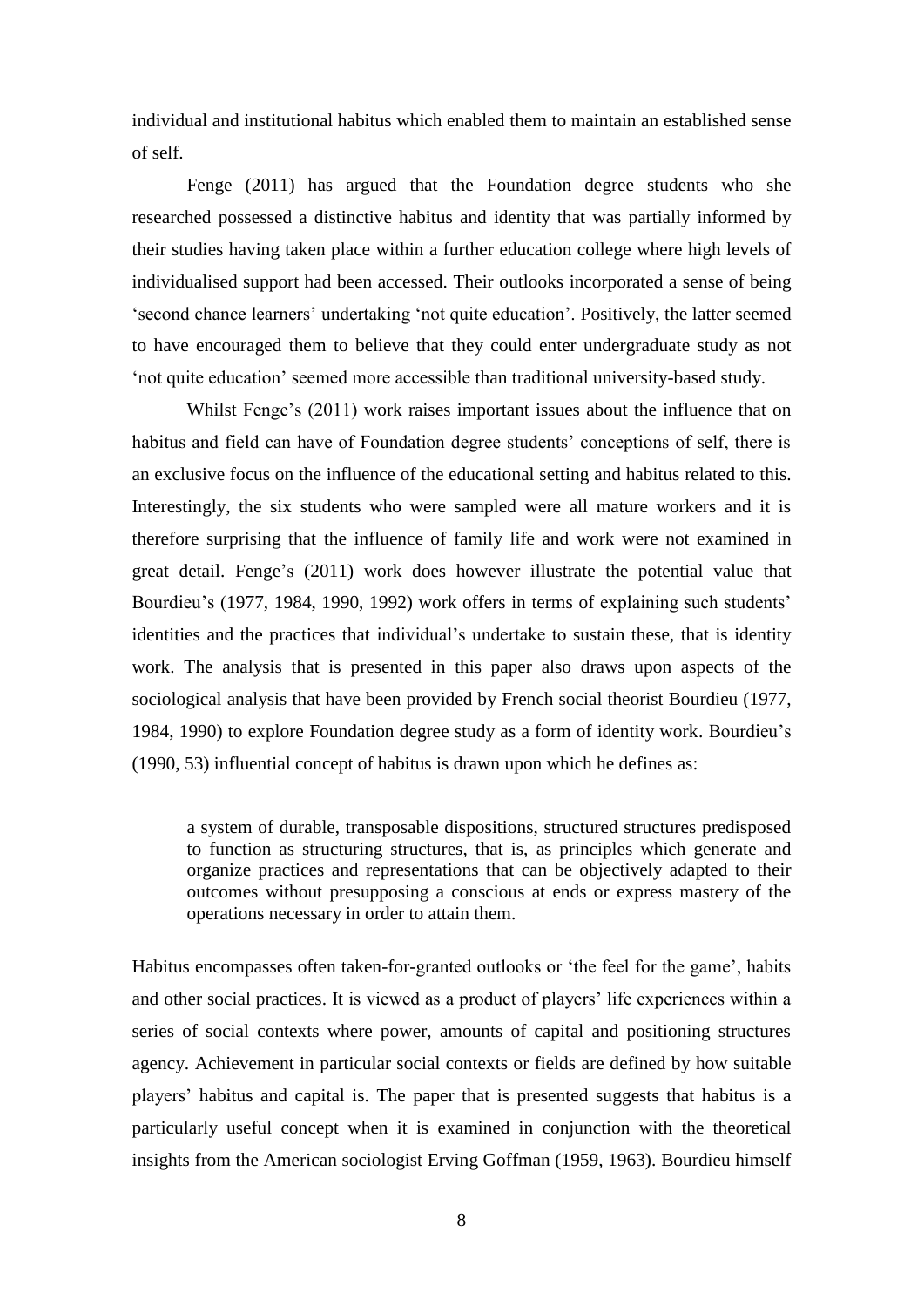individual and institutional habitus which enabled them to maintain an established sense of self.

Fenge (2011) has argued that the Foundation degree students who she researched possessed a distinctive habitus and identity that was partially informed by their studies having taken place within a further education college where high levels of individualised support had been accessed. Their outlooks incorporated a sense of being 'second chance learners' undertaking 'not quite education'. Positively, the latter seemed to have encouraged them to believe that they could enter undergraduate study as not 'not quite education' seemed more accessible than traditional university-based study.

Whilst Fenge's (2011) work raises important issues about the influence that on habitus and field can have of Foundation degree students' conceptions of self, there is an exclusive focus on the influence of the educational setting and habitus related to this. Interestingly, the six students who were sampled were all mature workers and it is therefore surprising that the influence of family life and work were not examined in great detail. Fenge's (2011) work does however illustrate the potential value that Bourdieu's (1977, 1984, 1990, 1992) work offers in terms of explaining such students' identities and the practices that individual's undertake to sustain these, that is identity work. The analysis that is presented in this paper also draws upon aspects of the sociological analysis that have been provided by French social theorist Bourdieu (1977, 1984, 1990) to explore Foundation degree study as a form of identity work. Bourdieu's (1990, 53) influential concept of habitus is drawn upon which he defines as:

> a system of durable, transposable dispositions, structured structures predisposed to function as structuring structures, that is, as principles which generate and organize practices and representations that can be objectively adapted to their outcomes without presupposing a conscious at ends or express mastery of the operations necessary in order to attain them.

Habitus encompasses often taken-for-granted outlooks or 'the feel for the game', habits and other social practices. It is viewed as a product of players' life experiences within a series of social contexts where power, amounts of capital and positioning structures agency. Achievement in particular social contexts or fields are defined by how suitable players' habitus and capital is. The paper that is presented suggests that habitus is a particularly useful concept when it is examined in conjunction with the theoretical insights from the American sociologist Erving Goffman (1959, 1963). Bourdieu himself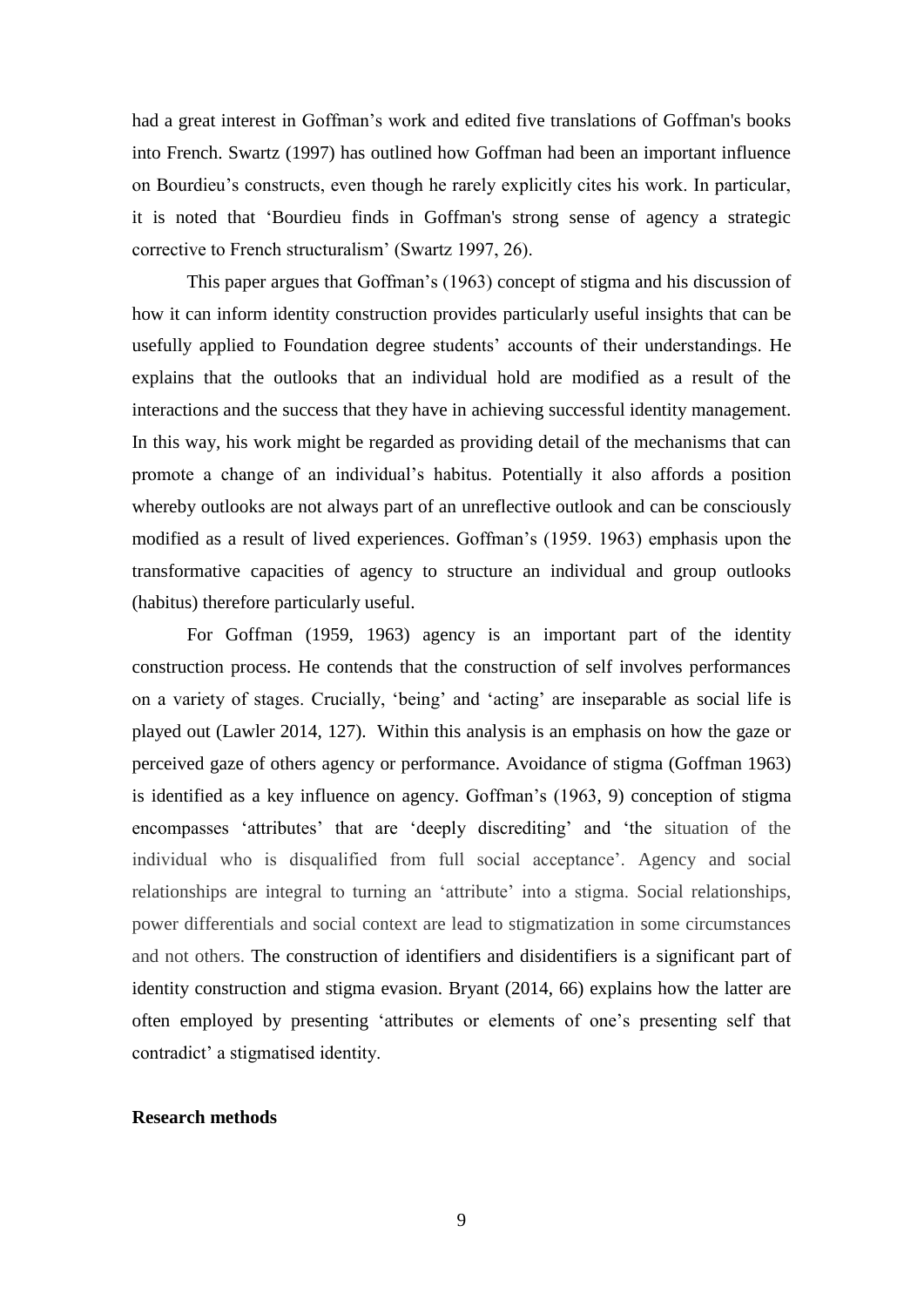had a great interest in Goffman's work and edited five translations of Goffman's books into French. Swartz (1997) has outlined how Goffman had been an important influence on Bourdieu's constructs, even though he rarely explicitly cites his work. In particular, it is noted that 'Bourdieu finds in Goffman's strong sense of agency a strategic corrective to French structuralism' (Swartz 1997, 26).

This paper argues that Goffman's (1963) concept of stigma and his discussion of how it can inform identity construction provides particularly useful insights that can be usefully applied to Foundation degree students' accounts of their understandings. He explains that the outlooks that an individual hold are modified as a result of the interactions and the success that they have in achieving successful identity management. In this way, his work might be regarded as providing detail of the mechanisms that can promote a change of an individual's habitus. Potentially it also affords a position whereby outlooks are not always part of an unreflective outlook and can be consciously modified as a result of lived experiences. Goffman's (1959. 1963) emphasis upon the transformative capacities of agency to structure an individual and group outlooks (habitus) therefore particularly useful.

For Goffman (1959, 1963) agency is an important part of the identity construction process. He contends that the construction of self involves performances on a variety of stages. Crucially, 'being' and 'acting' are inseparable as social life is played out (Lawler 2014, 127). Within this analysis is an emphasis on how the gaze or perceived gaze of others agency or performance. Avoidance of stigma (Goffman 1963) is identified as a key influence on agency. Goffman's (1963, 9) conception of stigma encompasses 'attributes' that are 'deeply discrediting' and 'the situation of the individual who is disqualified from full social acceptance'. Agency and social relationships are integral to turning an 'attribute' into a stigma. Social relationships, power differentials and social context are lead to stigmatization in some circumstances and not others. The construction of identifiers and disidentifiers is a significant part of identity construction and stigma evasion. Bryant (2014, 66) explains how the latter are often employed by presenting 'attributes or elements of one's presenting self that contradict' a stigmatised identity.

**Research methods**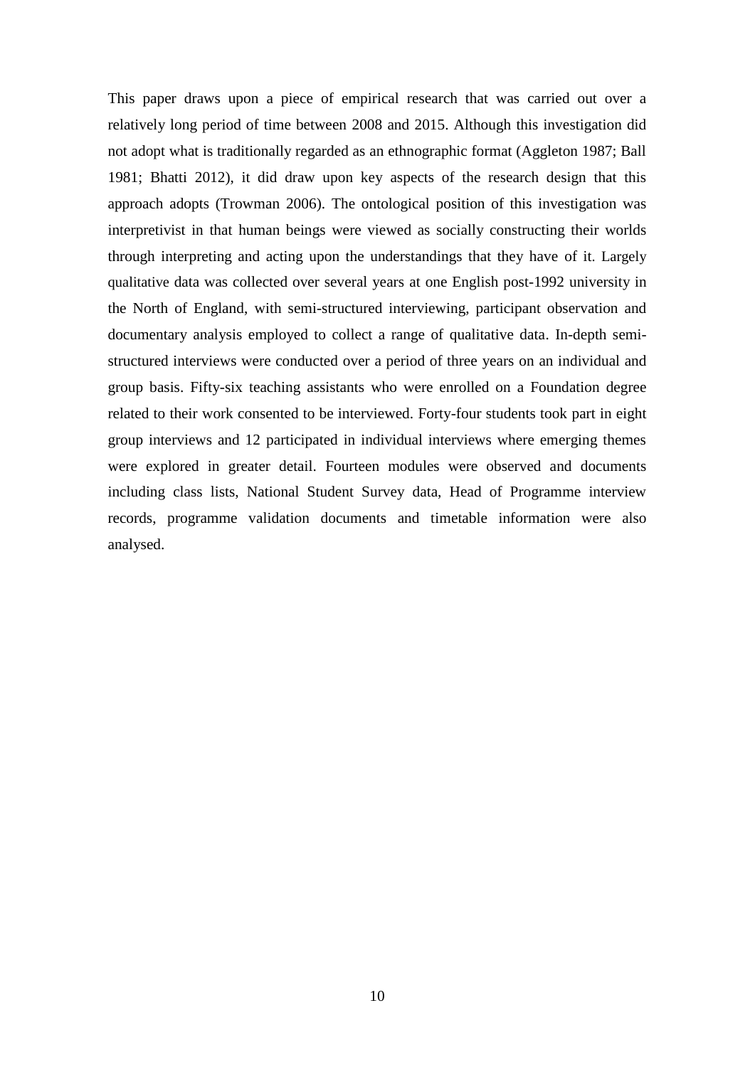This paper draws upon a piece of empirical research that was carried out over a relatively long period of time between 2008 and 2015. Although this investigation did not adopt what is traditionally regarded as an ethnographic format (Aggleton 1987; Ball 1981; Bhatti 2012), it did draw upon key aspects of the research design that this approach adopts (Trowman 2006). The ontological position of this investigation was interpretivist in that human beings were viewed as socially constructing their worlds through interpreting and acting upon the understandings that they have of it. Largely qualitative data was collected over several years at one English post-1992 university in the North of England, with semi-structured interviewing, participant observation and documentary analysis employed to collect a range of qualitative data. In-depth semi-structured interviews were conducted over a period of three years on an individual and group basis. Fifty-six teaching assistants who were enrolled on a Foundation degree related to their work consented to be interviewed. Forty-four students took part in eight group interviews and 12 participated in individual interviews where emerging themes were explored in greater detail. Fourteen modules were observed and documents including class lists, National Student Survey data, Head of Programme interview records, programme validation documents and timetable information were also analysed.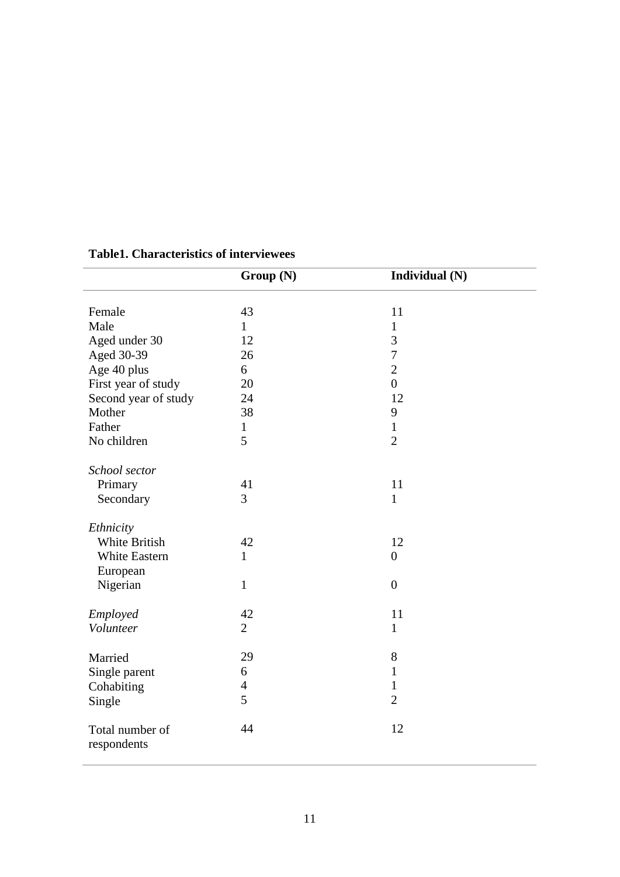**Table1. Characteristics of interviewees**

| | Group (N) | Individual (N) |
|---|---|---|
| Female | 43 | 11 |
| Male | 1 | 1 |
| Aged under 30 | 12 | 3 |
| Aged 30-39 | 26 | 7 |
| Age 40 plus | 6 | 2 |
| First year of study | 20 | 0 |
| Second year of study | 24 | 12 |
| Mother | 38 | 9 |
| Father | 1 | 1 |
| No children | 5 | 2 |
| *School sector* | | |
| Primary | 41 | 11 |
| Secondary | 3 | 1 |
| *Ethnicity* | | |
| White British | 42 | 12 |
| White Eastern European | 1 | 0 |
| Nigerian | 1 | 0 |
| *Employed* | 42 | 11 |
| *Volunteer* | 2 | 1 |
| Married | 29 | 8 |
| Single parent | 6 | 1 |
| Cohabiting | 4 | 1 |
| Single | 5 | 2 |
| Total number of respondents | 44 | 12 |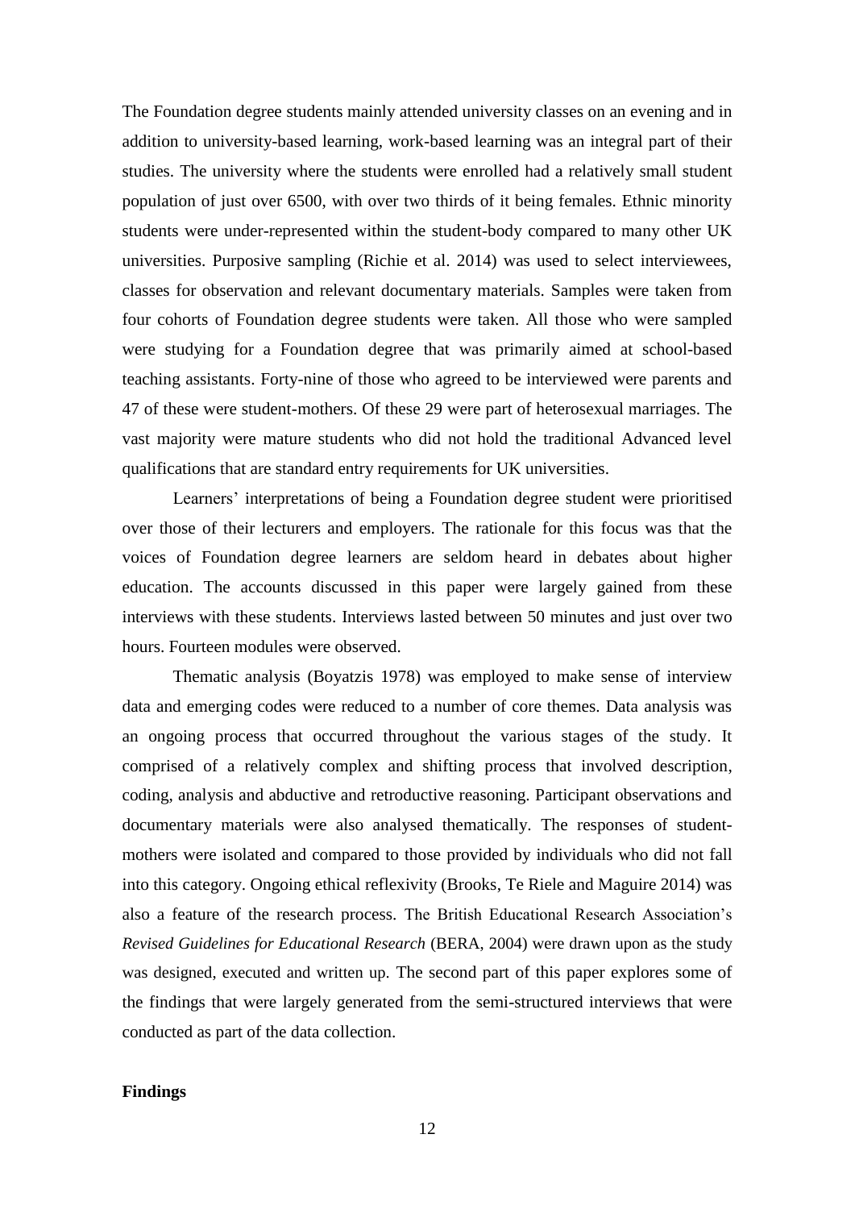The Foundation degree students mainly attended university classes on an evening and in addition to university-based learning, work-based learning was an integral part of their studies. The university where the students were enrolled had a relatively small student population of just over 6500, with over two thirds of it being females. Ethnic minority students were under-represented within the student-body compared to many other UK universities. Purposive sampling (Richie et al. 2014) was used to select interviewees, classes for observation and relevant documentary materials. Samples were taken from four cohorts of Foundation degree students were taken. All those who were sampled were studying for a Foundation degree that was primarily aimed at school-based teaching assistants. Forty-nine of those who agreed to be interviewed were parents and 47 of these were student-mothers. Of these 29 were part of heterosexual marriages. The vast majority were mature students who did not hold the traditional Advanced level qualifications that are standard entry requirements for UK universities.

Learners' interpretations of being a Foundation degree student were prioritised over those of their lecturers and employers. The rationale for this focus was that the voices of Foundation degree learners are seldom heard in debates about higher education. The accounts discussed in this paper were largely gained from these interviews with these students. Interviews lasted between 50 minutes and just over two hours. Fourteen modules were observed.

Thematic analysis (Boyatzis 1978) was employed to make sense of interview data and emerging codes were reduced to a number of core themes. Data analysis was an ongoing process that occurred throughout the various stages of the study. It comprised of a relatively complex and shifting process that involved description, coding, analysis and abductive and retroductive reasoning. Participant observations and documentary materials were also analysed thematically. The responses of student-mothers were isolated and compared to those provided by individuals who did not fall into this category. Ongoing ethical reflexivity (Brooks, Te Riele and Maguire 2014) was also a feature of the research process. The British Educational Research Association's *Revised Guidelines for Educational Research* (BERA, 2004) were drawn upon as the study was designed, executed and written up. The second part of this paper explores some of the findings that were largely generated from the semi-structured interviews that were conducted as part of the data collection.

**Findings**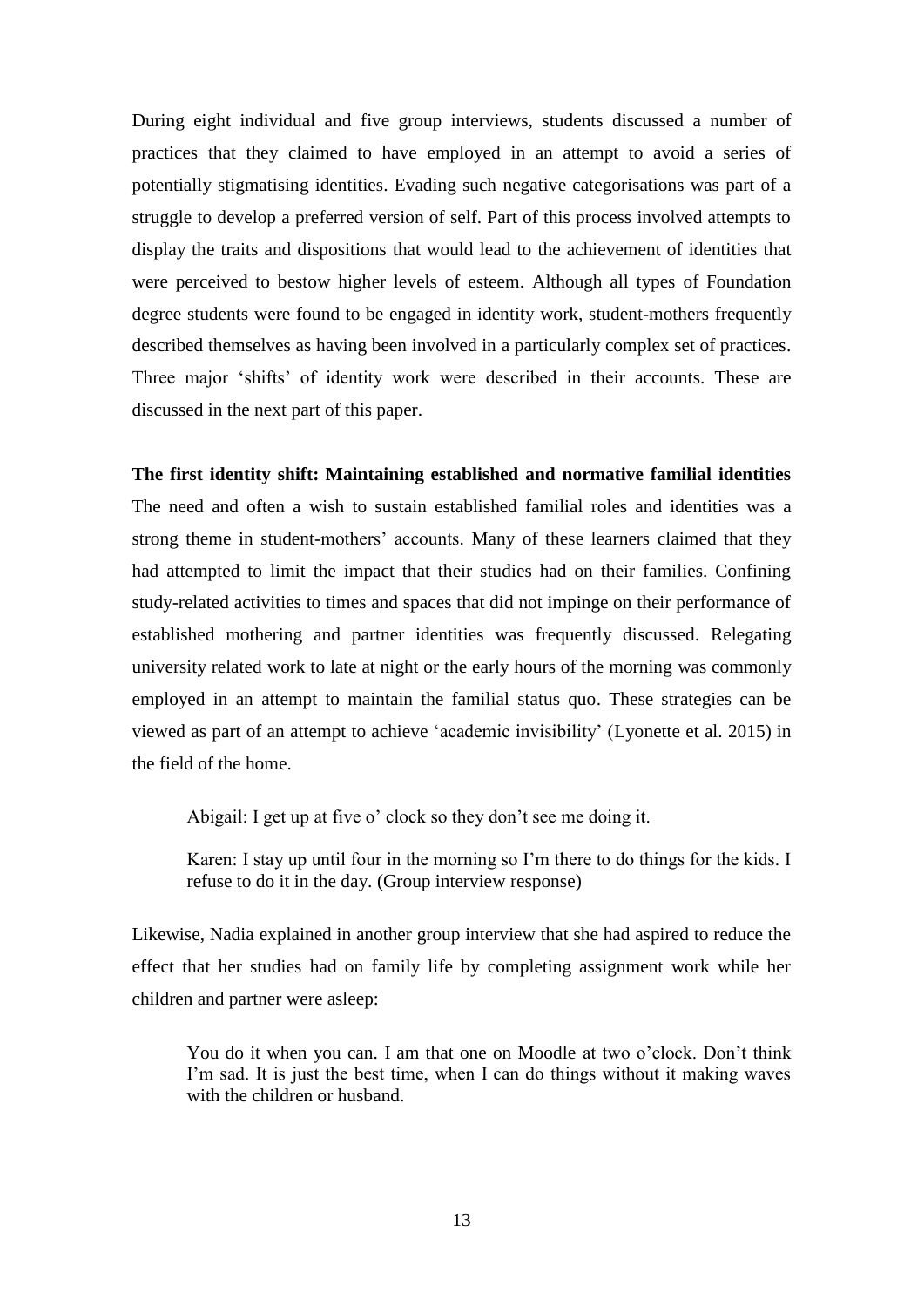During eight individual and five group interviews, students discussed a number of practices that they claimed to have employed in an attempt to avoid a series of potentially stigmatising identities. Evading such negative categorisations was part of a struggle to develop a preferred version of self. Part of this process involved attempts to display the traits and dispositions that would lead to the achievement of identities that were perceived to bestow higher levels of esteem. Although all types of Foundation degree students were found to be engaged in identity work, student-mothers frequently described themselves as having been involved in a particularly complex set of practices. Three major 'shifts' of identity work were described in their accounts. These are discussed in the next part of this paper.

**The first identity shift: Maintaining established and normative familial identities**

The need and often a wish to sustain established familial roles and identities was a strong theme in student-mothers' accounts. Many of these learners claimed that they had attempted to limit the impact that their studies had on their families. Confining study-related activities to times and spaces that did not impinge on their performance of established mothering and partner identities was frequently discussed. Relegating university related work to late at night or the early hours of the morning was commonly employed in an attempt to maintain the familial status quo. These strategies can be viewed as part of an attempt to achieve 'academic invisibility' (Lyonette et al. 2015) in the field of the home.

> Abigail: I get up at five o' clock so they don't see me doing it.
>
> Karen: I stay up until four in the morning so I'm there to do things for the kids. I refuse to do it in the day. (Group interview response)

Likewise, Nadia explained in another group interview that she had aspired to reduce the effect that her studies had on family life by completing assignment work while her children and partner were asleep:

> You do it when you can. I am that one on Moodle at two o'clock. Don't think I'm sad. It is just the best time, when I can do things without it making waves with the children or husband.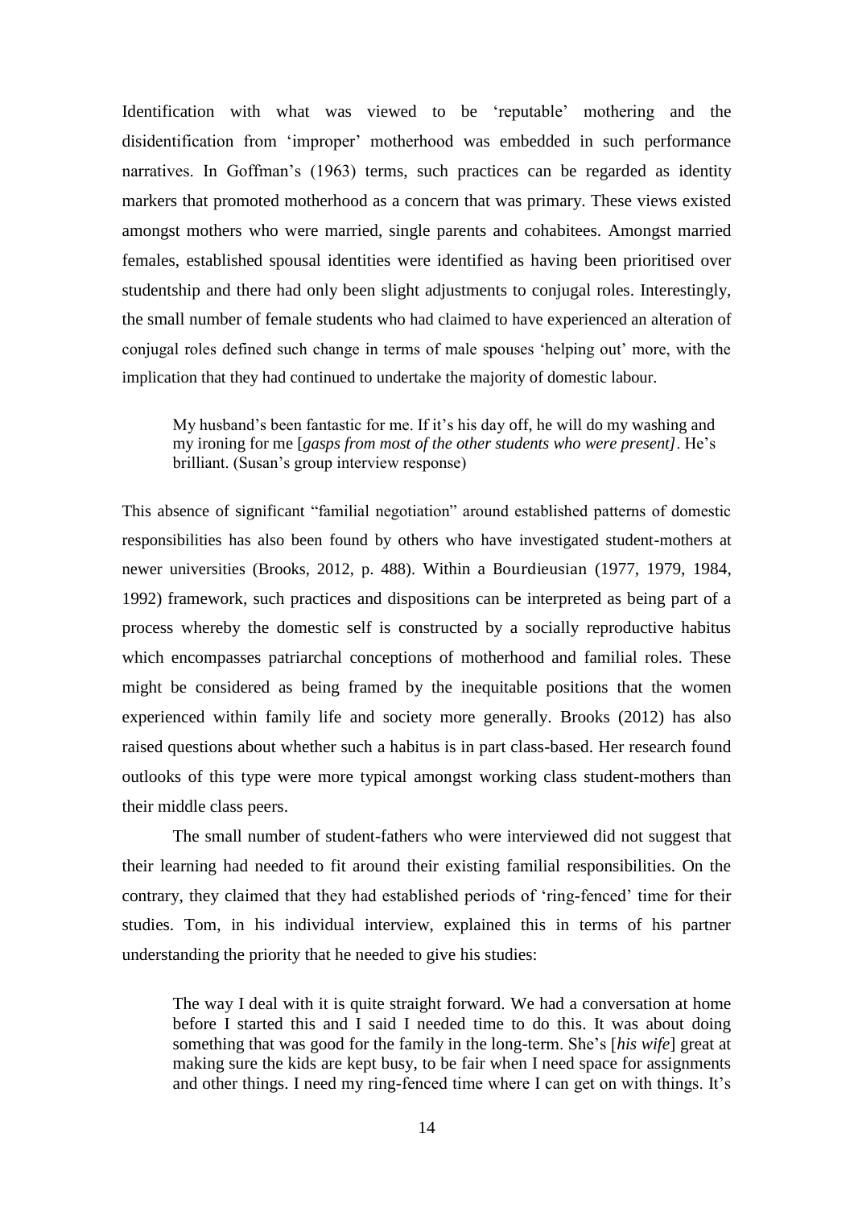Identification with what was viewed to be 'reputable' mothering and the disidentification from 'improper' motherhood was embedded in such performance narratives. In Goffman's (1963) terms, such practices can be regarded as identity markers that promoted motherhood as a concern that was primary. These views existed amongst mothers who were married, single parents and cohabitees. Amongst married females, established spousal identities were identified as having been prioritised over studentship and there had only been slight adjustments to conjugal roles. Interestingly, the small number of female students who had claimed to have experienced an alteration of conjugal roles defined such change in terms of male spouses 'helping out' more, with the implication that they had continued to undertake the majority of domestic labour.

> My husband's been fantastic for me. If it's his day off, he will do my washing and my ironing for me [*gasps from most of the other students who were present]*. He's brilliant. (Susan's group interview response)

This absence of significant "familial negotiation" around established patterns of domestic responsibilities has also been found by others who have investigated student-mothers at newer universities (Brooks, 2012, p. 488). Within a Bourdieusian (1977, 1979, 1984, 1992) framework, such practices and dispositions can be interpreted as being part of a process whereby the domestic self is constructed by a socially reproductive habitus which encompasses patriarchal conceptions of motherhood and familial roles. These might be considered as being framed by the inequitable positions that the women experienced within family life and society more generally. Brooks (2012) has also raised questions about whether such a habitus is in part class-based. Her research found outlooks of this type were more typical amongst working class student-mothers than their middle class peers.

The small number of student-fathers who were interviewed did not suggest that their learning had needed to fit around their existing familial responsibilities. On the contrary, they claimed that they had established periods of 'ring-fenced' time for their studies. Tom, in his individual interview, explained this in terms of his partner understanding the priority that he needed to give his studies:

> The way I deal with it is quite straight forward. We had a conversation at home before I started this and I said I needed time to do this. It was about doing something that was good for the family in the long-term. She's [*his wife*] great at making sure the kids are kept busy, to be fair when I need space for assignments and other things. I need my ring-fenced time where I can get on with things. It's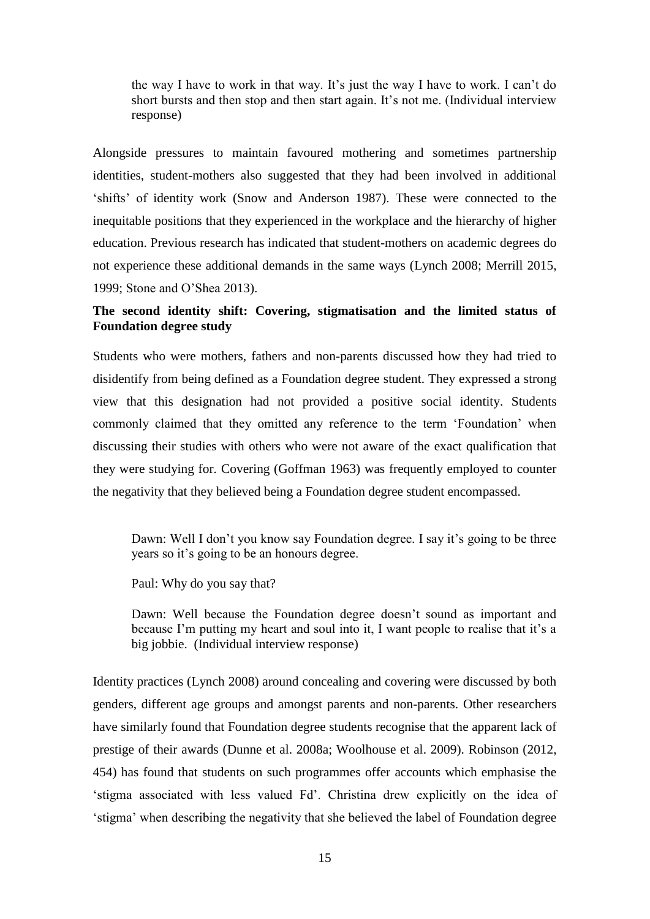> the way I have to work in that way. It's just the way I have to work. I can't do short bursts and then stop and then start again. It's not me. (Individual interview response)

Alongside pressures to maintain favoured mothering and sometimes partnership identities, student-mothers also suggested that they had been involved in additional 'shifts' of identity work (Snow and Anderson 1987). These were connected to the inequitable positions that they experienced in the workplace and the hierarchy of higher education. Previous research has indicated that student-mothers on academic degrees do not experience these additional demands in the same ways (Lynch 2008; Merrill 2015, 1999; Stone and O'Shea 2013).

**The second identity shift: Covering, stigmatisation and the limited status of Foundation degree study**

Students who were mothers, fathers and non-parents discussed how they had tried to disidentify from being defined as a Foundation degree student. They expressed a strong view that this designation had not provided a positive social identity. Students commonly claimed that they omitted any reference to the term 'Foundation' when discussing their studies with others who were not aware of the exact qualification that they were studying for. Covering (Goffman 1963) was frequently employed to counter the negativity that they believed being a Foundation degree student encompassed.

> Dawn: Well I don't you know say Foundation degree. I say it's going to be three years so it's going to be an honours degree.
>
> Paul: Why do you say that?
>
> Dawn: Well because the Foundation degree doesn't sound as important and because I'm putting my heart and soul into it, I want people to realise that it's a big jobbie. (Individual interview response)

Identity practices (Lynch 2008) around concealing and covering were discussed by both genders, different age groups and amongst parents and non-parents. Other researchers have similarly found that Foundation degree students recognise that the apparent lack of prestige of their awards (Dunne et al. 2008a; Woolhouse et al. 2009). Robinson (2012, 454) has found that students on such programmes offer accounts which emphasise the 'stigma associated with less valued Fd'. Christina drew explicitly on the idea of 'stigma' when describing the negativity that she believed the label of Foundation degree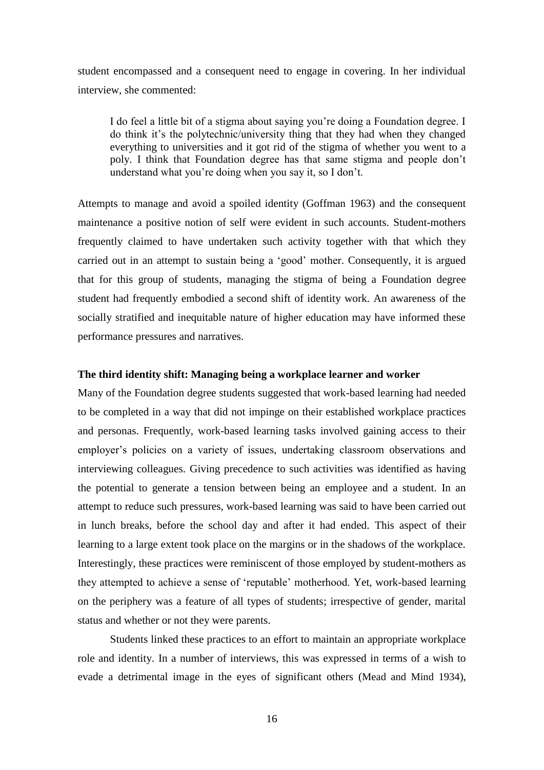student encompassed and a consequent need to engage in covering. In her individual interview, she commented:

> I do feel a little bit of a stigma about saying you're doing a Foundation degree. I do think it's the polytechnic/university thing that they had when they changed everything to universities and it got rid of the stigma of whether you went to a poly. I think that Foundation degree has that same stigma and people don't understand what you're doing when you say it, so I don't.

Attempts to manage and avoid a spoiled identity (Goffman 1963) and the consequent maintenance a positive notion of self were evident in such accounts. Student-mothers frequently claimed to have undertaken such activity together with that which they carried out in an attempt to sustain being a 'good' mother. Consequently, it is argued that for this group of students, managing the stigma of being a Foundation degree student had frequently embodied a second shift of identity work. An awareness of the socially stratified and inequitable nature of higher education may have informed these performance pressures and narratives.

**The third identity shift: Managing being a workplace learner and worker**

Many of the Foundation degree students suggested that work-based learning had needed to be completed in a way that did not impinge on their established workplace practices and personas. Frequently, work-based learning tasks involved gaining access to their employer's policies on a variety of issues, undertaking classroom observations and interviewing colleagues. Giving precedence to such activities was identified as having the potential to generate a tension between being an employee and a student. In an attempt to reduce such pressures, work-based learning was said to have been carried out in lunch breaks, before the school day and after it had ended. This aspect of their learning to a large extent took place on the margins or in the shadows of the workplace. Interestingly, these practices were reminiscent of those employed by student-mothers as they attempted to achieve a sense of 'reputable' motherhood. Yet, work-based learning on the periphery was a feature of all types of students; irrespective of gender, marital status and whether or not they were parents.

Students linked these practices to an effort to maintain an appropriate workplace role and identity. In a number of interviews, this was expressed in terms of a wish to evade a detrimental image in the eyes of significant others (Mead and Mind 1934),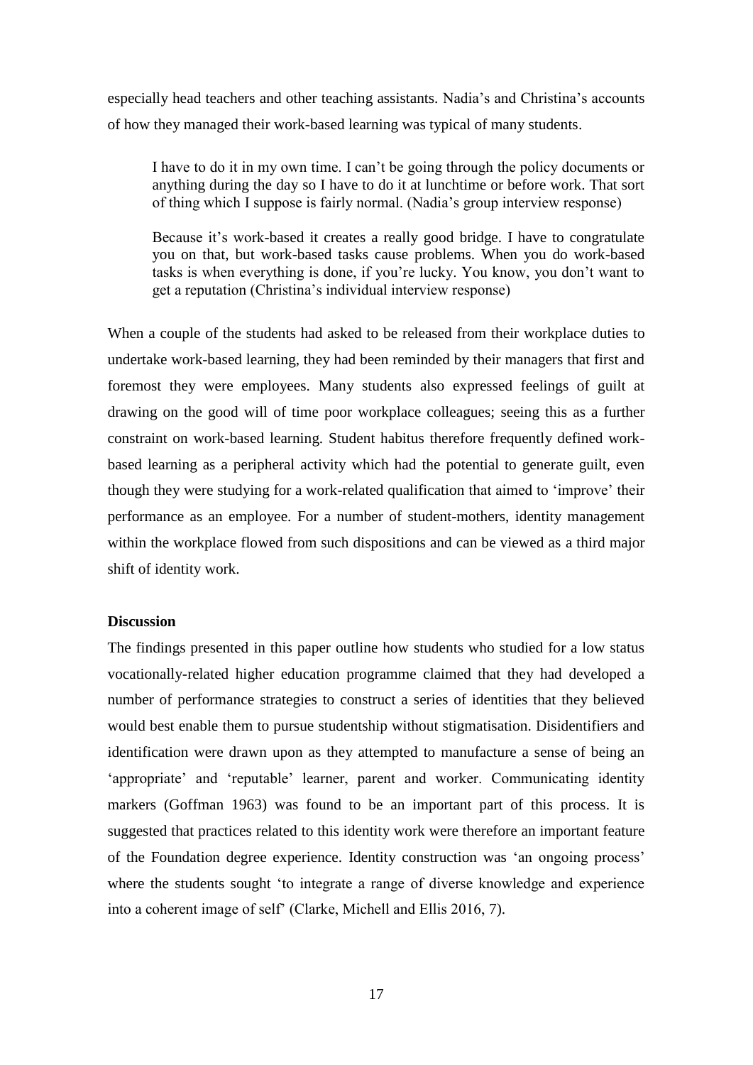especially head teachers and other teaching assistants. Nadia's and Christina's accounts of how they managed their work-based learning was typical of many students.

> I have to do it in my own time. I can't be going through the policy documents or anything during the day so I have to do it at lunchtime or before work. That sort of thing which I suppose is fairly normal. (Nadia's group interview response)

> Because it's work-based it creates a really good bridge. I have to congratulate you on that, but work-based tasks cause problems. When you do work-based tasks is when everything is done, if you're lucky. You know, you don't want to get a reputation (Christina's individual interview response)

When a couple of the students had asked to be released from their workplace duties to undertake work-based learning, they had been reminded by their managers that first and foremost they were employees. Many students also expressed feelings of guilt at drawing on the good will of time poor workplace colleagues; seeing this as a further constraint on work-based learning. Student habitus therefore frequently defined work-based learning as a peripheral activity which had the potential to generate guilt, even though they were studying for a work-related qualification that aimed to 'improve' their performance as an employee. For a number of student-mothers, identity management within the workplace flowed from such dispositions and can be viewed as a third major shift of identity work.

**Discussion**

The findings presented in this paper outline how students who studied for a low status vocationally-related higher education programme claimed that they had developed a number of performance strategies to construct a series of identities that they believed would best enable them to pursue studentship without stigmatisation. Disidentifiers and identification were drawn upon as they attempted to manufacture a sense of being an 'appropriate' and 'reputable' learner, parent and worker. Communicating identity markers (Goffman 1963) was found to be an important part of this process. It is suggested that practices related to this identity work were therefore an important feature of the Foundation degree experience. Identity construction was 'an ongoing process' where the students sought 'to integrate a range of diverse knowledge and experience into a coherent image of self' (Clarke, Michell and Ellis 2016, 7).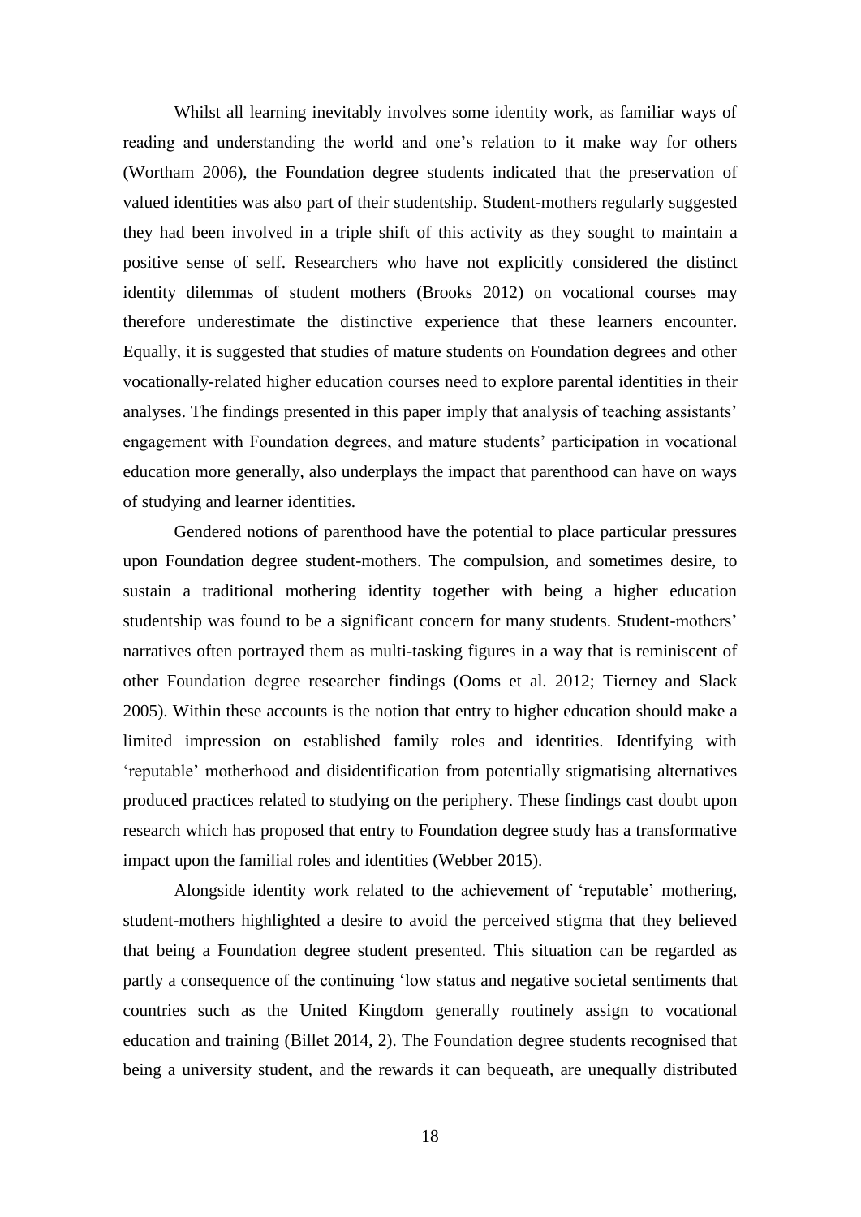Whilst all learning inevitably involves some identity work, as familiar ways of reading and understanding the world and one's relation to it make way for others (Wortham 2006), the Foundation degree students indicated that the preservation of valued identities was also part of their studentship. Student-mothers regularly suggested they had been involved in a triple shift of this activity as they sought to maintain a positive sense of self. Researchers who have not explicitly considered the distinct identity dilemmas of student mothers (Brooks 2012) on vocational courses may therefore underestimate the distinctive experience that these learners encounter. Equally, it is suggested that studies of mature students on Foundation degrees and other vocationally-related higher education courses need to explore parental identities in their analyses. The findings presented in this paper imply that analysis of teaching assistants' engagement with Foundation degrees, and mature students' participation in vocational education more generally, also underplays the impact that parenthood can have on ways of studying and learner identities.

Gendered notions of parenthood have the potential to place particular pressures upon Foundation degree student-mothers. The compulsion, and sometimes desire, to sustain a traditional mothering identity together with being a higher education studentship was found to be a significant concern for many students. Student-mothers' narratives often portrayed them as multi-tasking figures in a way that is reminiscent of other Foundation degree researcher findings (Ooms et al. 2012; Tierney and Slack 2005). Within these accounts is the notion that entry to higher education should make a limited impression on established family roles and identities. Identifying with 'reputable' motherhood and disidentification from potentially stigmatising alternatives produced practices related to studying on the periphery. These findings cast doubt upon research which has proposed that entry to Foundation degree study has a transformative impact upon the familial roles and identities (Webber 2015).

Alongside identity work related to the achievement of 'reputable' mothering, student-mothers highlighted a desire to avoid the perceived stigma that they believed that being a Foundation degree student presented. This situation can be regarded as partly a consequence of the continuing 'low status and negative societal sentiments that countries such as the United Kingdom generally routinely assign to vocational education and training (Billet 2014, 2). The Foundation degree students recognised that being a university student, and the rewards it can bequeath, are unequally distributed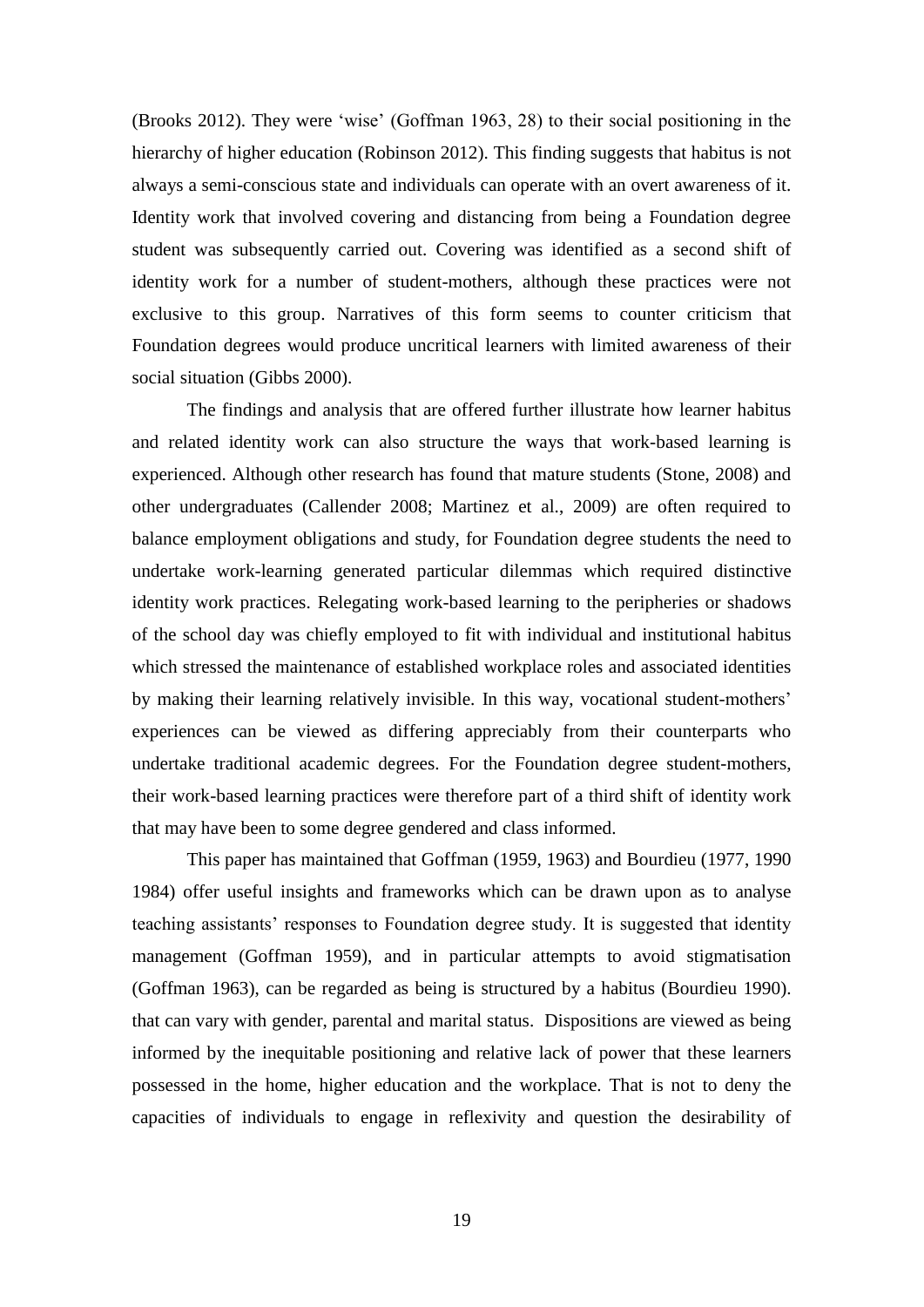(Brooks 2012). They were 'wise' (Goffman 1963, 28) to their social positioning in the hierarchy of higher education (Robinson 2012). This finding suggests that habitus is not always a semi-conscious state and individuals can operate with an overt awareness of it. Identity work that involved covering and distancing from being a Foundation degree student was subsequently carried out. Covering was identified as a second shift of identity work for a number of student-mothers, although these practices were not exclusive to this group. Narratives of this form seems to counter criticism that Foundation degrees would produce uncritical learners with limited awareness of their social situation (Gibbs 2000).

The findings and analysis that are offered further illustrate how learner habitus and related identity work can also structure the ways that work-based learning is experienced. Although other research has found that mature students (Stone, 2008) and other undergraduates (Callender 2008; Martinez et al., 2009) are often required to balance employment obligations and study, for Foundation degree students the need to undertake work-learning generated particular dilemmas which required distinctive identity work practices. Relegating work-based learning to the peripheries or shadows of the school day was chiefly employed to fit with individual and institutional habitus which stressed the maintenance of established workplace roles and associated identities by making their learning relatively invisible. In this way, vocational student-mothers' experiences can be viewed as differing appreciably from their counterparts who undertake traditional academic degrees. For the Foundation degree student-mothers, their work-based learning practices were therefore part of a third shift of identity work that may have been to some degree gendered and class informed.

This paper has maintained that Goffman (1959, 1963) and Bourdieu (1977, 1990 1984) offer useful insights and frameworks which can be drawn upon as to analyse teaching assistants' responses to Foundation degree study. It is suggested that identity management (Goffman 1959), and in particular attempts to avoid stigmatisation (Goffman 1963), can be regarded as being is structured by a habitus (Bourdieu 1990). that can vary with gender, parental and marital status. Dispositions are viewed as being informed by the inequitable positioning and relative lack of power that these learners possessed in the home, higher education and the workplace. That is not to deny the capacities of individuals to engage in reflexivity and question the desirability of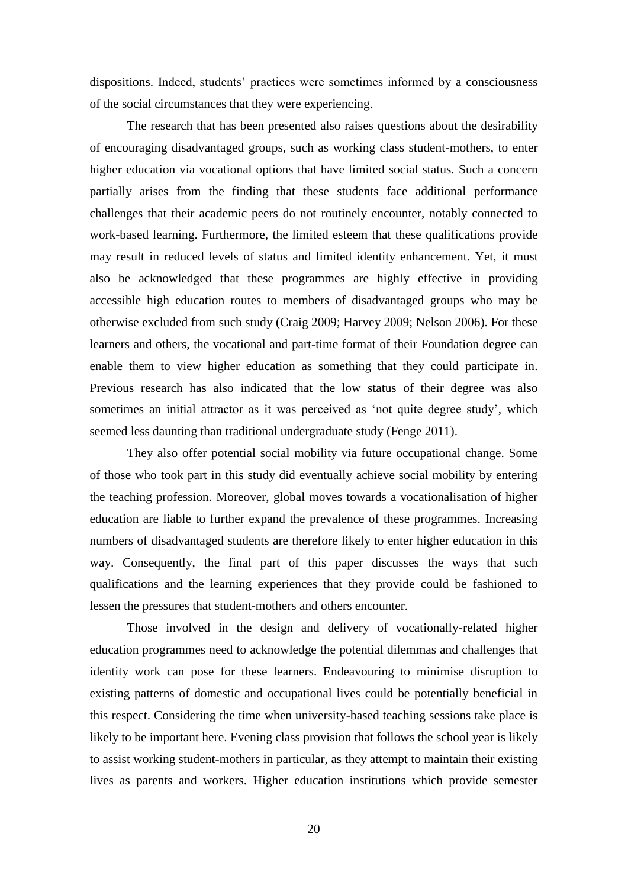dispositions. Indeed, students' practices were sometimes informed by a consciousness of the social circumstances that they were experiencing.

The research that has been presented also raises questions about the desirability of encouraging disadvantaged groups, such as working class student-mothers, to enter higher education via vocational options that have limited social status. Such a concern partially arises from the finding that these students face additional performance challenges that their academic peers do not routinely encounter, notably connected to work-based learning. Furthermore, the limited esteem that these qualifications provide may result in reduced levels of status and limited identity enhancement. Yet, it must also be acknowledged that these programmes are highly effective in providing accessible high education routes to members of disadvantaged groups who may be otherwise excluded from such study (Craig 2009; Harvey 2009; Nelson 2006). For these learners and others, the vocational and part-time format of their Foundation degree can enable them to view higher education as something that they could participate in. Previous research has also indicated that the low status of their degree was also sometimes an initial attractor as it was perceived as 'not quite degree study', which seemed less daunting than traditional undergraduate study (Fenge 2011).

They also offer potential social mobility via future occupational change. Some of those who took part in this study did eventually achieve social mobility by entering the teaching profession. Moreover, global moves towards a vocationalisation of higher education are liable to further expand the prevalence of these programmes. Increasing numbers of disadvantaged students are therefore likely to enter higher education in this way. Consequently, the final part of this paper discusses the ways that such qualifications and the learning experiences that they provide could be fashioned to lessen the pressures that student-mothers and others encounter.

Those involved in the design and delivery of vocationally-related higher education programmes need to acknowledge the potential dilemmas and challenges that identity work can pose for these learners. Endeavouring to minimise disruption to existing patterns of domestic and occupational lives could be potentially beneficial in this respect. Considering the time when university-based teaching sessions take place is likely to be important here. Evening class provision that follows the school year is likely to assist working student-mothers in particular, as they attempt to maintain their existing lives as parents and workers. Higher education institutions which provide semester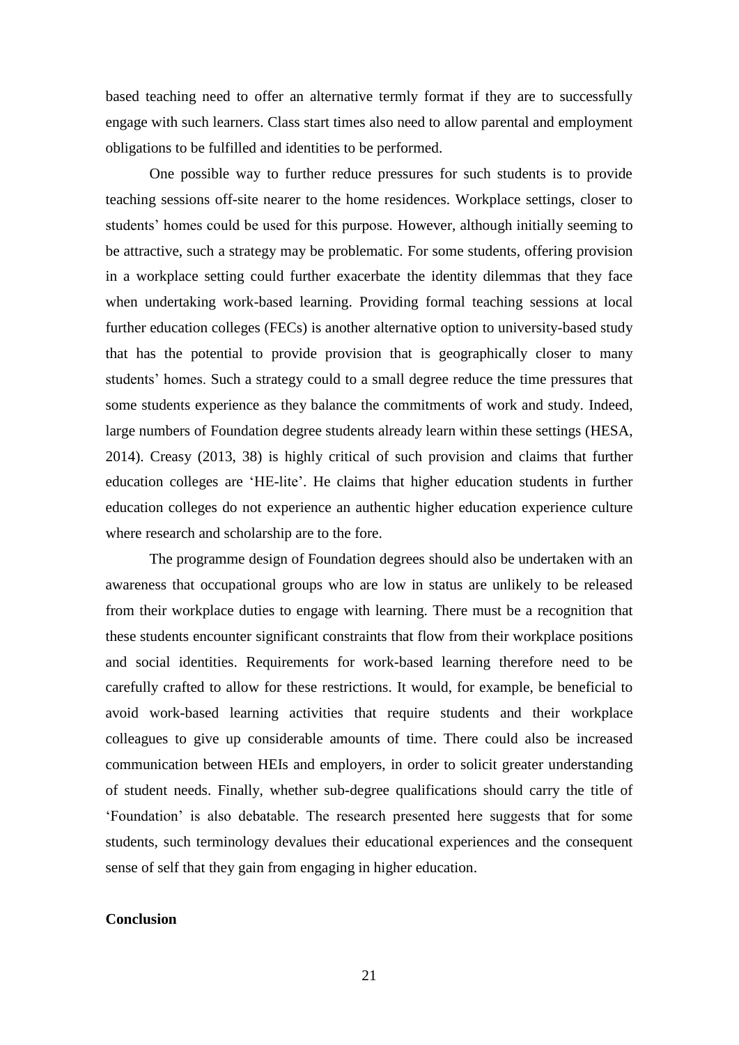based teaching need to offer an alternative termly format if they are to successfully engage with such learners. Class start times also need to allow parental and employment obligations to be fulfilled and identities to be performed.

One possible way to further reduce pressures for such students is to provide teaching sessions off-site nearer to the home residences. Workplace settings, closer to students' homes could be used for this purpose. However, although initially seeming to be attractive, such a strategy may be problematic. For some students, offering provision in a workplace setting could further exacerbate the identity dilemmas that they face when undertaking work-based learning. Providing formal teaching sessions at local further education colleges (FECs) is another alternative option to university-based study that has the potential to provide provision that is geographically closer to many students' homes. Such a strategy could to a small degree reduce the time pressures that some students experience as they balance the commitments of work and study. Indeed, large numbers of Foundation degree students already learn within these settings (HESA, 2014). Creasy (2013, 38) is highly critical of such provision and claims that further education colleges are 'HE-lite'. He claims that higher education students in further education colleges do not experience an authentic higher education experience culture where research and scholarship are to the fore.

The programme design of Foundation degrees should also be undertaken with an awareness that occupational groups who are low in status are unlikely to be released from their workplace duties to engage with learning. There must be a recognition that these students encounter significant constraints that flow from their workplace positions and social identities. Requirements for work-based learning therefore need to be carefully crafted to allow for these restrictions. It would, for example, be beneficial to avoid work-based learning activities that require students and their workplace colleagues to give up considerable amounts of time. There could also be increased communication between HEIs and employers, in order to solicit greater understanding of student needs. Finally, whether sub-degree qualifications should carry the title of 'Foundation' is also debatable. The research presented here suggests that for some students, such terminology devalues their educational experiences and the consequent sense of self that they gain from engaging in higher education.

## Conclusion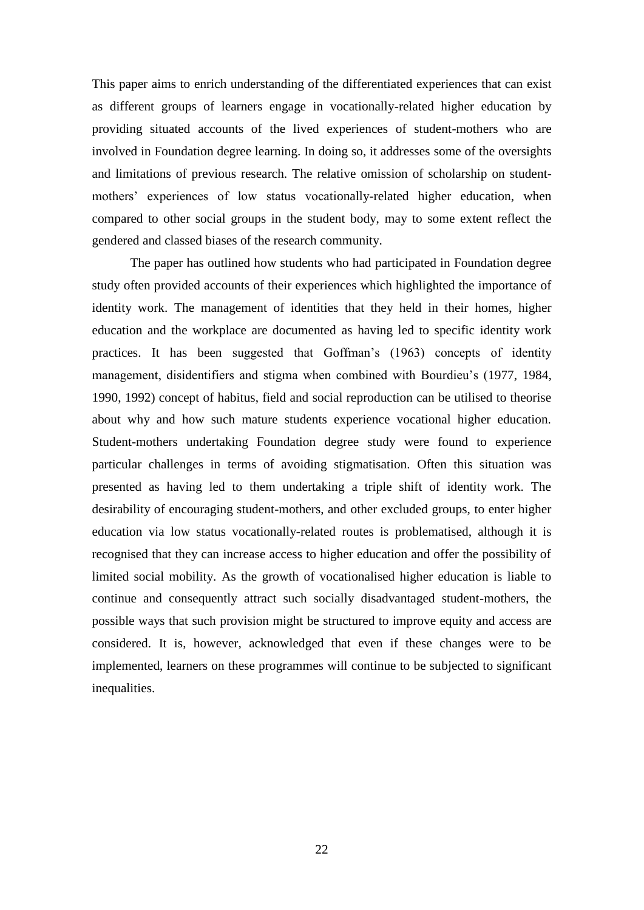This paper aims to enrich understanding of the differentiated experiences that can exist as different groups of learners engage in vocationally-related higher education by providing situated accounts of the lived experiences of student-mothers who are involved in Foundation degree learning. In doing so, it addresses some of the oversights and limitations of previous research. The relative omission of scholarship on student-mothers' experiences of low status vocationally-related higher education, when compared to other social groups in the student body, may to some extent reflect the gendered and classed biases of the research community.

The paper has outlined how students who had participated in Foundation degree study often provided accounts of their experiences which highlighted the importance of identity work. The management of identities that they held in their homes, higher education and the workplace are documented as having led to specific identity work practices. It has been suggested that Goffman's (1963) concepts of identity management, disidentifiers and stigma when combined with Bourdieu's (1977, 1984, 1990, 1992) concept of habitus, field and social reproduction can be utilised to theorise about why and how such mature students experience vocational higher education. Student-mothers undertaking Foundation degree study were found to experience particular challenges in terms of avoiding stigmatisation. Often this situation was presented as having led to them undertaking a triple shift of identity work. The desirability of encouraging student-mothers, and other excluded groups, to enter higher education via low status vocationally-related routes is problematised, although it is recognised that they can increase access to higher education and offer the possibility of limited social mobility. As the growth of vocationalised higher education is liable to continue and consequently attract such socially disadvantaged student-mothers, the possible ways that such provision might be structured to improve equity and access are considered. It is, however, acknowledged that even if these changes were to be implemented, learners on these programmes will continue to be subjected to significant inequalities.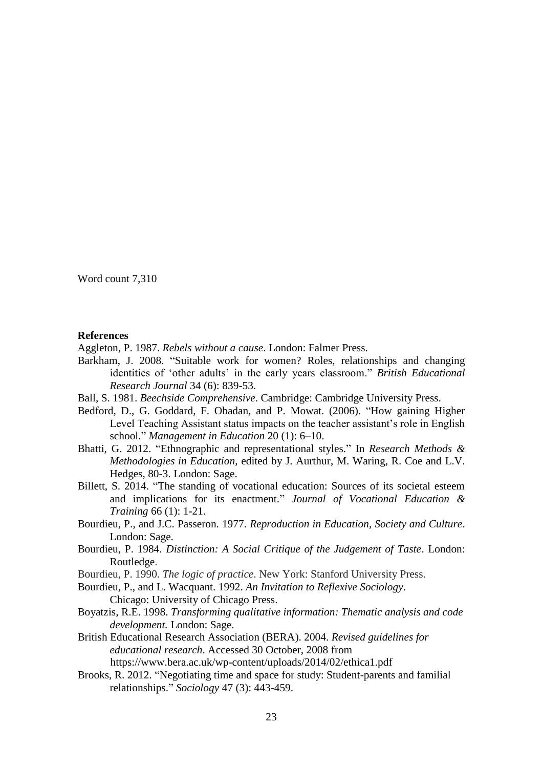Word count 7,310

**References**

Aggleton, P. 1987. *Rebels without a cause*. London: Falmer Press.

Barkham, J. 2008. "Suitable work for women? Roles, relationships and changing identities of 'other adults' in the early years classroom." *British Educational Research Journal* 34 (6): 839-53.

Ball, S. 1981. *Beechside Comprehensive*. Cambridge: Cambridge University Press.

Bedford, D., G. Goddard, F. Obadan, and P. Mowat. (2006). "How gaining Higher Level Teaching Assistant status impacts on the teacher assistant's role in English school." *Management in Education* 20 (1): 6–10.

Bhatti, G. 2012. "Ethnographic and representational styles." In *Research Methods & Methodologies in Education*, edited by J. Aurthur, M. Waring, R. Coe and L.V. Hedges, 80-3. London: Sage.

Billett, S. 2014. "The standing of vocational education: Sources of its societal esteem and implications for its enactment." *Journal of Vocational Education & Training* 66 (1): 1-21.

Bourdieu, P., and J.C. Passeron. 1977. *Reproduction in Education, Society and Culture*. London: Sage.

Bourdieu, P. 1984. *Distinction: A Social Critique of the Judgement of Taste*. London: Routledge.

Bourdieu, P. 1990. *The logic of practice*. New York: Stanford University Press.

Bourdieu, P., and L. Wacquant. 1992. *An Invitation to Reflexive Sociology*. Chicago: University of Chicago Press.

Boyatzis, R.E. 1998. *Transforming qualitative information: Thematic analysis and code development.* London: Sage.

British Educational Research Association (BERA). 2004. *Revised guidelines for educational research*. Accessed 30 October, 2008 from https://www.bera.ac.uk/wp-content/uploads/2014/02/ethica1.pdf

Brooks, R. 2012. "Negotiating time and space for study: Student-parents and familial relationships." *Sociology* 47 (3): 443-459.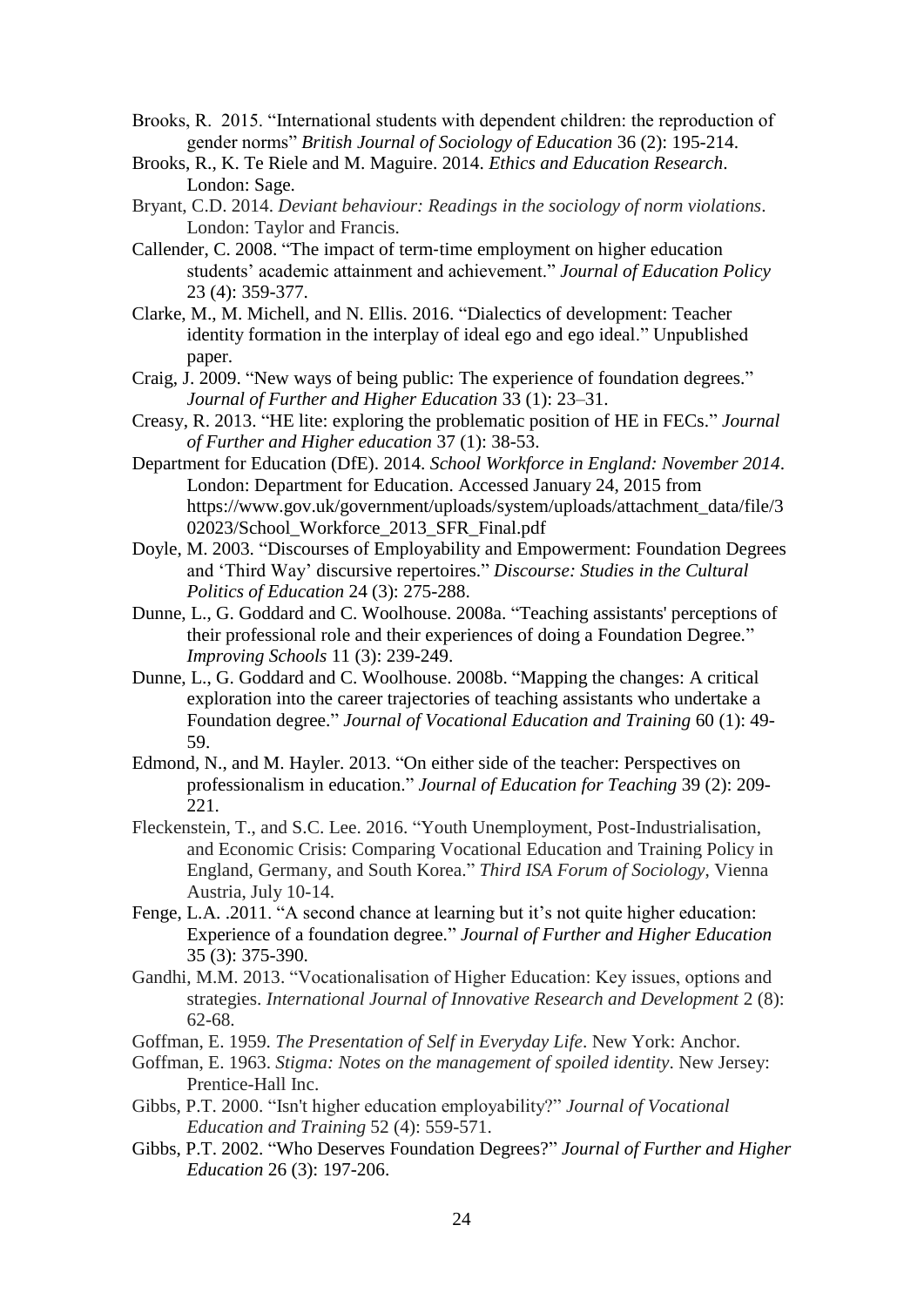Brooks, R. 2015. "International students with dependent children: the reproduction of gender norms" *British Journal of Sociology of Education* 36 (2): 195-214.

Brooks, R., K. Te Riele and M. Maguire. 2014. *Ethics and Education Research*. London: Sage.

Bryant, C.D. 2014. *Deviant behaviour: Readings in the sociology of norm violations*. London: Taylor and Francis.

Callender, C. 2008. "The impact of term-time employment on higher education students' academic attainment and achievement." *Journal of Education Policy* 23 (4): 359-377.

Clarke, M., M. Michell, and N. Ellis. 2016. "Dialectics of development: Teacher identity formation in the interplay of ideal ego and ego ideal." Unpublished paper.

Craig, J. 2009. "New ways of being public: The experience of foundation degrees." *Journal of Further and Higher Education* 33 (1): 23–31.

Creasy, R. 2013. "HE lite: exploring the problematic position of HE in FECs." *Journal of Further and Higher education* 37 (1): 38-53.

Department for Education (DfE). 2014. *School Workforce in England: November 2014*. London: Department for Education. Accessed January 24, 2015 from https://www.gov.uk/government/uploads/system/uploads/attachment_data/file/302023/School_Workforce_2013_SFR_Final.pdf

Doyle, M. 2003. "Discourses of Employability and Empowerment: Foundation Degrees and 'Third Way' discursive repertoires." *Discourse: Studies in the Cultural Politics of Education* 24 (3): 275-288.

Dunne, L., G. Goddard and C. Woolhouse. 2008a. "Teaching assistants' perceptions of their professional role and their experiences of doing a Foundation Degree." *Improving Schools* 11 (3): 239-249.

Dunne, L., G. Goddard and C. Woolhouse. 2008b. "Mapping the changes: A critical exploration into the career trajectories of teaching assistants who undertake a Foundation degree." *Journal of Vocational Education and Training* 60 (1): 49-59.

Edmond, N., and M. Hayler. 2013. "On either side of the teacher: Perspectives on professionalism in education." *Journal of Education for Teaching* 39 (2): 209-221.

Fleckenstein, T., and S.C. Lee. 2016. "Youth Unemployment, Post-Industrialisation, and Economic Crisis: Comparing Vocational Education and Training Policy in England, Germany, and South Korea." *Third ISA Forum of Sociology*, Vienna Austria, July 10-14.

Fenge, L.A. .2011. "A second chance at learning but it's not quite higher education: Experience of a foundation degree." *Journal of Further and Higher Education* 35 (3): 375-390.

Gandhi, M.M. 2013. "Vocationalisation of Higher Education: Key issues, options and strategies. *International Journal of Innovative Research and Development* 2 (8): 62-68.

Goffman, E. 1959. *The Presentation of Self in Everyday Life*. New York: Anchor.

Goffman, E. 1963. *Stigma: Notes on the management of spoiled identity*. New Jersey: Prentice-Hall Inc.

Gibbs, P.T. 2000. "Isn't higher education employability?" *Journal of Vocational Education and Training* 52 (4): 559-571.

Gibbs, P.T. 2002. "Who Deserves Foundation Degrees?" *Journal of Further and Higher Education* 26 (3): 197-206.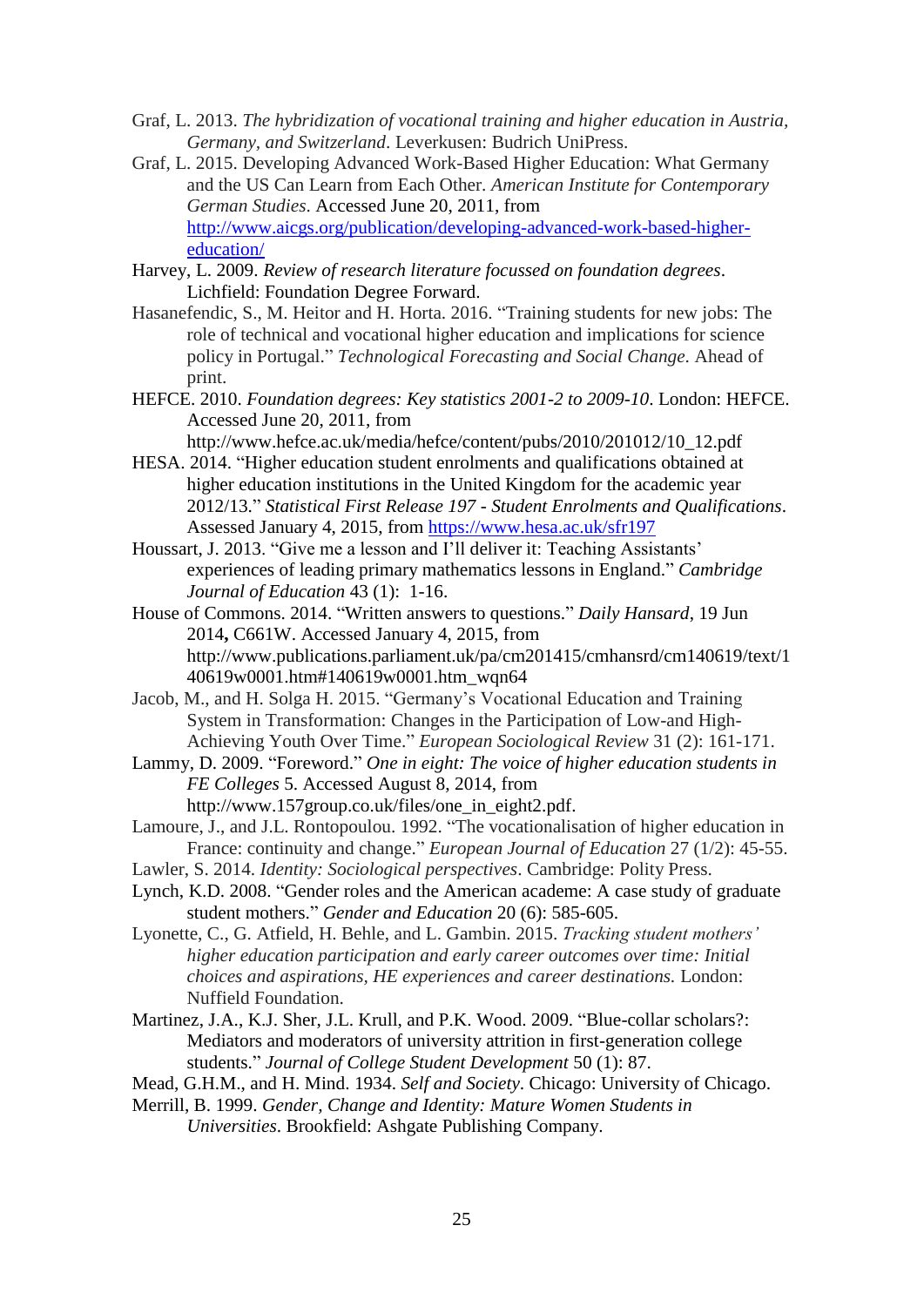Graf, L. 2013. *The hybridization of vocational training and higher education in Austria, Germany, and Switzerland*. Leverkusen: Budrich UniPress.

Graf, L. 2015. Developing Advanced Work-Based Higher Education: What Germany and the US Can Learn from Each Other. *American Institute for Contemporary German Studies*. Accessed June 20, 2011, from http://www.aicgs.org/publication/developing-advanced-work-based-higher-education/

Harvey, L. 2009. *Review of research literature focussed on foundation degrees*. Lichfield: Foundation Degree Forward.

Hasanefendic, S., M. Heitor and H. Horta. 2016. "Training students for new jobs: The role of technical and vocational higher education and implications for science policy in Portugal." *Technological Forecasting and Social Change.* Ahead of print.

HEFCE. 2010. *Foundation degrees: Key statistics 2001-2 to 2009-10*. London: HEFCE. Accessed June 20, 2011, from http://www.hefce.ac.uk/media/hefce/content/pubs/2010/201012/10_12.pdf

HESA. 2014. "Higher education student enrolments and qualifications obtained at higher education institutions in the United Kingdom for the academic year 2012/13." *Statistical First Release 197 - Student Enrolments and Qualifications*. Assessed January 4, 2015, from https://www.hesa.ac.uk/sfr197

Houssart, J. 2013. "Give me a lesson and I'll deliver it: Teaching Assistants' experiences of leading primary mathematics lessons in England." *Cambridge Journal of Education* 43 (1): 1-16.

House of Commons. 2014. "Written answers to questions." *Daily Hansard*, 19 Jun 2014**,** C661W. Accessed January 4, 2015, from http://www.publications.parliament.uk/pa/cm201415/cmhansrd/cm140619/text/140619w0001.htm#140619w0001.htm_wqn64

Jacob, M., and H. Solga H. 2015. "Germany's Vocational Education and Training System in Transformation: Changes in the Participation of Low-and High-Achieving Youth Over Time." *European Sociological Review* 31 (2): 161-171.

Lammy, D. 2009. "Foreword." *One in eight: The voice of higher education students in FE Colleges* 5. Accessed August 8, 2014, from http://www.157group.co.uk/files/one_in_eight2.pdf.

Lamoure, J., and J.L. Rontopoulou. 1992. "The vocationalisation of higher education in France: continuity and change." *European Journal of Education* 27 (1/2): 45-55.

Lawler, S. 2014. *Identity: Sociological perspectives*. Cambridge: Polity Press.

Lynch, K.D. 2008. "Gender roles and the American academe: A case study of graduate student mothers." *Gender and Education* 20 (6): 585-605.

Lyonette, C., G. Atfield, H. Behle, and L. Gambin. 2015. *Tracking student mothers' higher education participation and early career outcomes over time: Initial choices and aspirations, HE experiences and career destinations.* London: Nuffield Foundation.

Martinez, J.A., K.J. Sher, J.L. Krull, and P.K. Wood. 2009. "Blue-collar scholars?: Mediators and moderators of university attrition in first-generation college students." *Journal of College Student Development* 50 (1): 87.

Mead, G.H.M., and H. Mind. 1934. *Self and Society*. Chicago: University of Chicago.

Merrill, B. 1999. *Gender, Change and Identity: Mature Women Students in Universities*. Brookfield: Ashgate Publishing Company.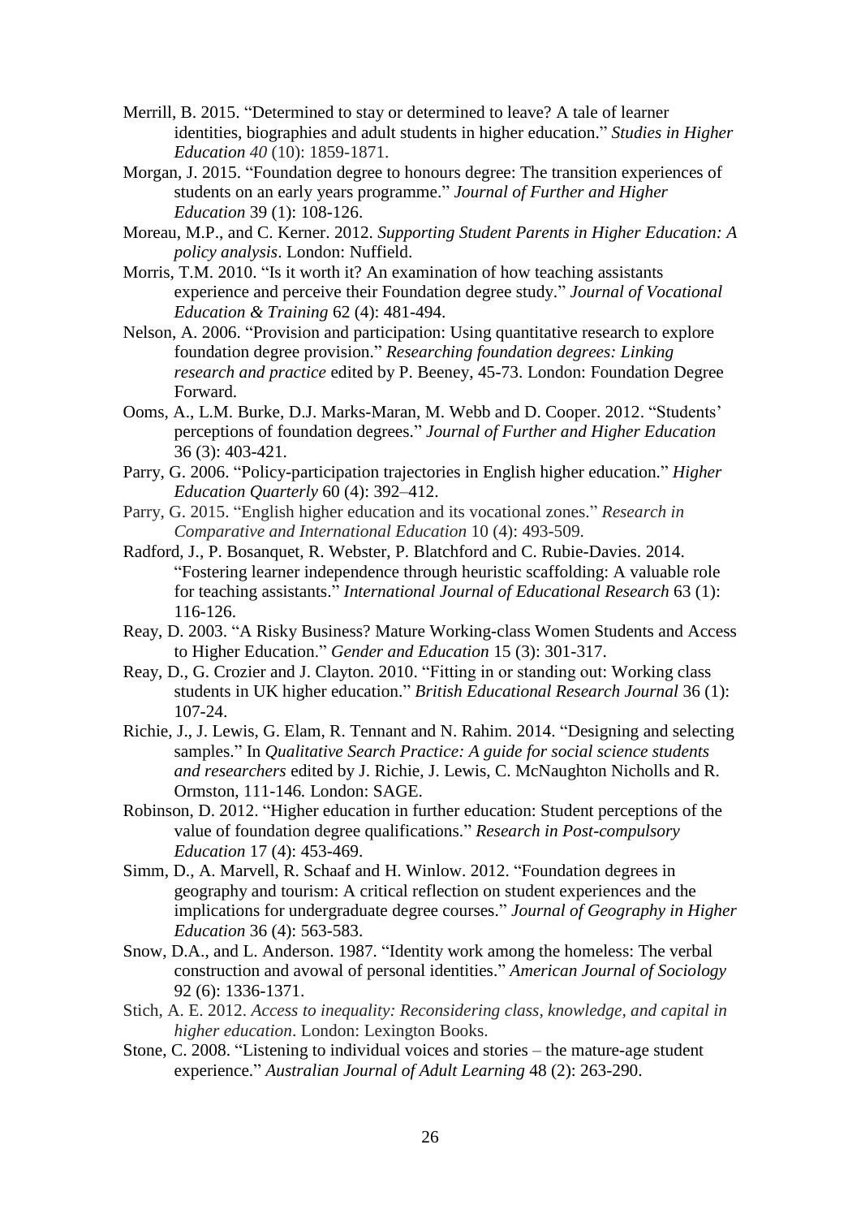Merrill, B. 2015. "Determined to stay or determined to leave? A tale of learner identities, biographies and adult students in higher education." *Studies in Higher Education 40* (10): 1859-1871.

Morgan, J. 2015. "Foundation degree to honours degree: The transition experiences of students on an early years programme." *Journal of Further and Higher Education* 39 (1): 108-126.

Moreau, M.P., and C. Kerner. 2012. *Supporting Student Parents in Higher Education: A policy analysis*. London: Nuffield.

Morris, T.M. 2010. "Is it worth it? An examination of how teaching assistants experience and perceive their Foundation degree study." *Journal of Vocational Education & Training* 62 (4): 481-494.

Nelson, A. 2006. "Provision and participation: Using quantitative research to explore foundation degree provision." *Researching foundation degrees: Linking research and practice* edited by P. Beeney, 45-73. London: Foundation Degree Forward.

Ooms, A., L.M. Burke, D.J. Marks-Maran, M. Webb and D. Cooper. 2012. "Students' perceptions of foundation degrees." *Journal of Further and Higher Education* 36 (3): 403-421.

Parry, G. 2006. "Policy-participation trajectories in English higher education." *Higher Education Quarterly* 60 (4): 392–412.

Parry, G. 2015. "English higher education and its vocational zones." *Research in Comparative and International Education* 10 (4): 493-509.

Radford, J., P. Bosanquet, R. Webster, P. Blatchford and C. Rubie-Davies. 2014. "Fostering learner independence through heuristic scaffolding: A valuable role for teaching assistants." *International Journal of Educational Research* 63 (1): 116-126.

Reay, D. 2003. "A Risky Business? Mature Working-class Women Students and Access to Higher Education." *Gender and Education* 15 (3): 301-317.

Reay, D., G. Crozier and J. Clayton. 2010. "Fitting in or standing out: Working class students in UK higher education." *British Educational Research Journal* 36 (1): 107-24.

Richie, J., J. Lewis, G. Elam, R. Tennant and N. Rahim. 2014. "Designing and selecting samples." In *Qualitative Search Practice: A guide for social science students and researchers* edited by J. Richie, J. Lewis, C. McNaughton Nicholls and R. Ormston, 111-146. London: SAGE.

Robinson, D. 2012. "Higher education in further education: Student perceptions of the value of foundation degree qualifications." *Research in Post-compulsory Education* 17 (4): 453-469.

Simm, D., A. Marvell, R. Schaaf and H. Winlow. 2012. "Foundation degrees in geography and tourism: A critical reflection on student experiences and the implications for undergraduate degree courses." *Journal of Geography in Higher Education* 36 (4): 563-583.

Snow, D.A., and L. Anderson. 1987. "Identity work among the homeless: The verbal construction and avowal of personal identities." *American Journal of Sociology* 92 (6): 1336-1371.

Stich, A. E. 2012. *Access to inequality: Reconsidering class, knowledge, and capital in higher education*. London: Lexington Books.

Stone, C. 2008. "Listening to individual voices and stories – the mature-age student experience." *Australian Journal of Adult Learning* 48 (2): 263-290.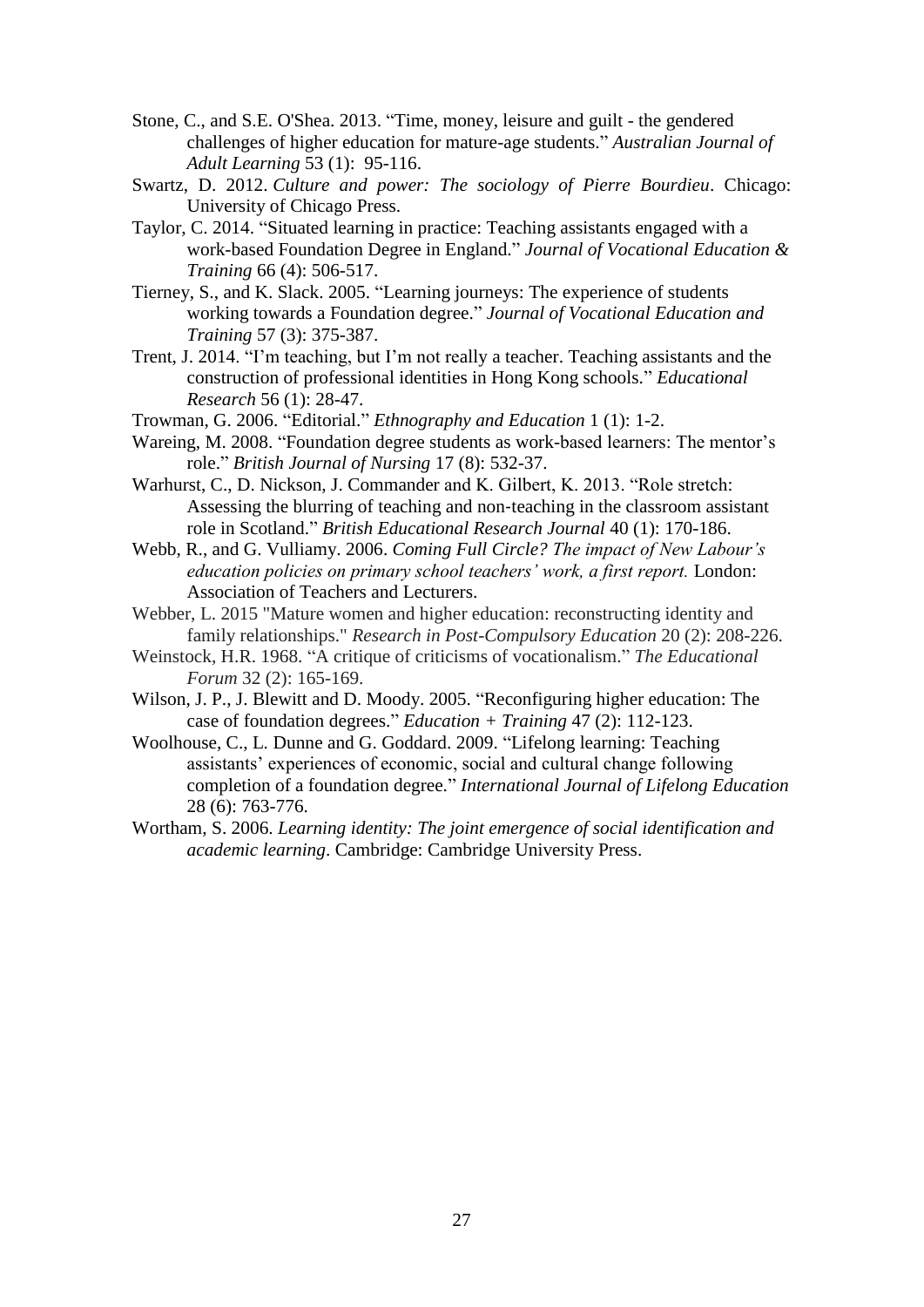Stone, C., and S.E. O'Shea. 2013. "Time, money, leisure and guilt - the gendered challenges of higher education for mature-age students." *Australian Journal of Adult Learning* 53 (1): 95-116.

Swartz, D. 2012. *Culture and power: The sociology of Pierre Bourdieu*. Chicago: University of Chicago Press.

Taylor, C. 2014. "Situated learning in practice: Teaching assistants engaged with a work-based Foundation Degree in England." *Journal of Vocational Education & Training* 66 (4): 506-517.

Tierney, S., and K. Slack. 2005. "Learning journeys: The experience of students working towards a Foundation degree." *Journal of Vocational Education and Training* 57 (3): 375-387.

Trent, J. 2014. "I'm teaching, but I'm not really a teacher. Teaching assistants and the construction of professional identities in Hong Kong schools." *Educational Research* 56 (1): 28-47.

Trowman, G. 2006. "Editorial." *Ethnography and Education* 1 (1): 1-2.

Wareing, M. 2008. "Foundation degree students as work-based learners: The mentor's role." *British Journal of Nursing* 17 (8): 532-37.

Warhurst, C., D. Nickson, J. Commander and K. Gilbert, K. 2013. "Role stretch: Assessing the blurring of teaching and non-teaching in the classroom assistant role in Scotland." *British Educational Research Journal* 40 (1): 170-186.

Webb, R., and G. Vulliamy. 2006. *Coming Full Circle? The impact of New Labour's education policies on primary school teachers' work, a first report.* London: Association of Teachers and Lecturers.

Webber, L. 2015 "Mature women and higher education: reconstructing identity and family relationships." *Research in Post-Compulsory Education* 20 (2): 208-226.

Weinstock, H.R. 1968. "A critique of criticisms of vocationalism." *The Educational Forum* 32 (2): 165-169.

Wilson, J. P., J. Blewitt and D. Moody. 2005. "Reconfiguring higher education: The case of foundation degrees." *Education + Training* 47 (2): 112-123.

Woolhouse, C., L. Dunne and G. Goddard. 2009. "Lifelong learning: Teaching assistants' experiences of economic, social and cultural change following completion of a foundation degree." *International Journal of Lifelong Education* 28 (6): 763-776.

Wortham, S. 2006. *Learning identity: The joint emergence of social identification and academic learning*. Cambridge: Cambridge University Press.